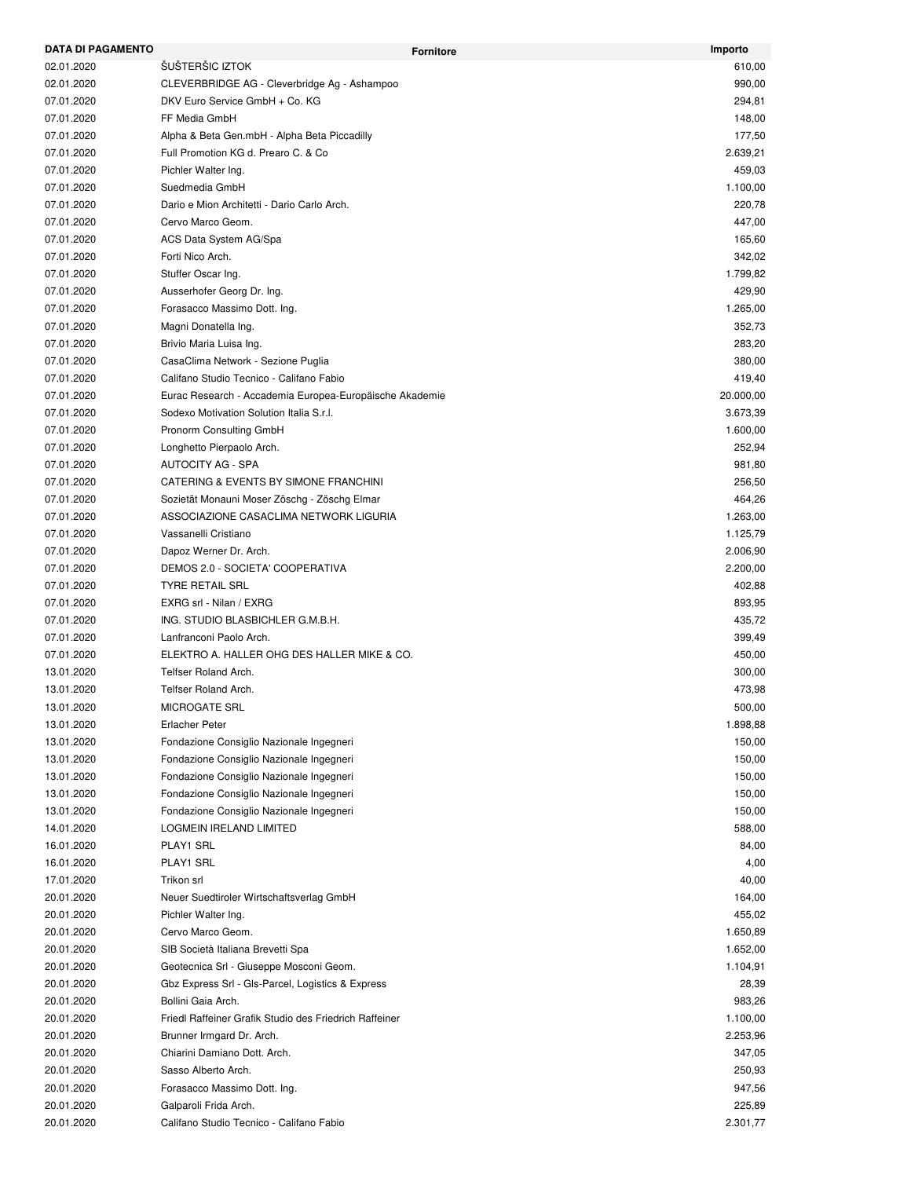| DATA DI PAGAMENTO | Fornitore | Importo |
|---|---|---|
| 02.01.2020 | ŠUŠTERŠIC IZTOK | 610,00 |
| 02.01.2020 | CLEVERBRIDGE AG - Cleverbridge Ag - Ashampoo | 990,00 |
| 07.01.2020 | DKV Euro Service GmbH + Co. KG | 294,81 |
| 07.01.2020 | FF Media GmbH | 148,00 |
| 07.01.2020 | Alpha & Beta Gen.mbH - Alpha Beta Piccadilly | 177,50 |
| 07.01.2020 | Full Promotion KG d. Prearo C. & Co | 2.639,21 |
| 07.01.2020 | Pichler Walter Ing. | 459,03 |
| 07.01.2020 | Suedmedia GmbH | 1.100,00 |
| 07.01.2020 | Dario e Mion Architetti - Dario Carlo Arch. | 220,78 |
| 07.01.2020 | Cervo Marco Geom. | 447,00 |
| 07.01.2020 | ACS Data System AG/Spa | 165,60 |
| 07.01.2020 | Forti Nico Arch. | 342,02 |
| 07.01.2020 | Stuffer Oscar Ing. | 1.799,82 |
| 07.01.2020 | Ausserhofer Georg Dr. Ing. | 429,90 |
| 07.01.2020 | Forasacco Massimo Dott. Ing. | 1.265,00 |
| 07.01.2020 | Magni Donatella Ing. | 352,73 |
| 07.01.2020 | Brivio Maria Luisa Ing. | 283,20 |
| 07.01.2020 | CasaClima Network - Sezione Puglia | 380,00 |
| 07.01.2020 | Califano Studio Tecnico - Califano Fabio | 419,40 |
| 07.01.2020 | Eurac Research - Accademia Europea-Europäische Akademie | 20.000,00 |
| 07.01.2020 | Sodexo Motivation Solution Italia S.r.l. | 3.673,39 |
| 07.01.2020 | Pronorm Consulting GmbH | 1.600,00 |
| 07.01.2020 | Longhetto Pierpaolo Arch. | 252,94 |
| 07.01.2020 | AUTOCITY AG - SPA | 981,80 |
| 07.01.2020 | CATERING & EVENTS BY SIMONE FRANCHINI | 256,50 |
| 07.01.2020 | Sozietät Monauni Moser Zöschg - Zöschg Elmar | 464,26 |
| 07.01.2020 | ASSOCIAZIONE CASACLIMA NETWORK LIGURIA | 1.263,00 |
| 07.01.2020 | Vassanelli Cristiano | 1.125,79 |
| 07.01.2020 | Dapoz Werner Dr. Arch. | 2.006,90 |
| 07.01.2020 | DEMOS 2.0 - SOCIETA' COOPERATIVA | 2.200,00 |
| 07.01.2020 | TYRE RETAIL SRL | 402,88 |
| 07.01.2020 | EXRG srl - Nilan / EXRG | 893,95 |
| 07.01.2020 | ING. STUDIO BLASBICHLER G.M.B.H. | 435,72 |
| 07.01.2020 | Lanfranconi Paolo Arch. | 399,49 |
| 07.01.2020 | ELEKTRO A. HALLER OHG DES HALLER MIKE & CO. | 450,00 |
| 13.01.2020 | Telfser Roland Arch. | 300,00 |
| 13.01.2020 | Telfser Roland Arch. | 473,98 |
| 13.01.2020 | MICROGATE SRL | 500,00 |
| 13.01.2020 | Erlacher Peter | 1.898,88 |
| 13.01.2020 | Fondazione Consiglio Nazionale Ingegneri | 150,00 |
| 13.01.2020 | Fondazione Consiglio Nazionale Ingegneri | 150,00 |
| 13.01.2020 | Fondazione Consiglio Nazionale Ingegneri | 150,00 |
| 13.01.2020 | Fondazione Consiglio Nazionale Ingegneri | 150,00 |
| 13.01.2020 | Fondazione Consiglio Nazionale Ingegneri | 150,00 |
| 14.01.2020 | LOGMEIN IRELAND LIMITED | 588,00 |
| 16.01.2020 | PLAY1 SRL | 84,00 |
| 16.01.2020 | PLAY1 SRL | 4,00 |
| 17.01.2020 | Trikon srl | 40,00 |
| 20.01.2020 | Neuer Suedtiroler Wirtschaftsverlag GmbH | 164,00 |
| 20.01.2020 | Pichler Walter Ing. | 455,02 |
| 20.01.2020 | Cervo Marco Geom. | 1.650,89 |
| 20.01.2020 | SIB Società Italiana Brevetti Spa | 1.652,00 |
| 20.01.2020 | Geotecnica Srl - Giuseppe Mosconi Geom. | 1.104,91 |
| 20.01.2020 | Gbz Express Srl - Gls-Parcel, Logistics & Express | 28,39 |
| 20.01.2020 | Bollini Gaia Arch. | 983,26 |
| 20.01.2020 | Friedl Raffeiner Grafik Studio des Friedrich Raffeiner | 1.100,00 |
| 20.01.2020 | Brunner Irmgard Dr. Arch. | 2.253,96 |
| 20.01.2020 | Chiarini Damiano Dott. Arch. | 347,05 |
| 20.01.2020 | Sasso Alberto Arch. | 250,93 |
| 20.01.2020 | Forasacco Massimo Dott. Ing. | 947,56 |
| 20.01.2020 | Galparoli Frida Arch. | 225,89 |
| 20.01.2020 | Califano Studio Tecnico - Califano Fabio | 2.301,77 |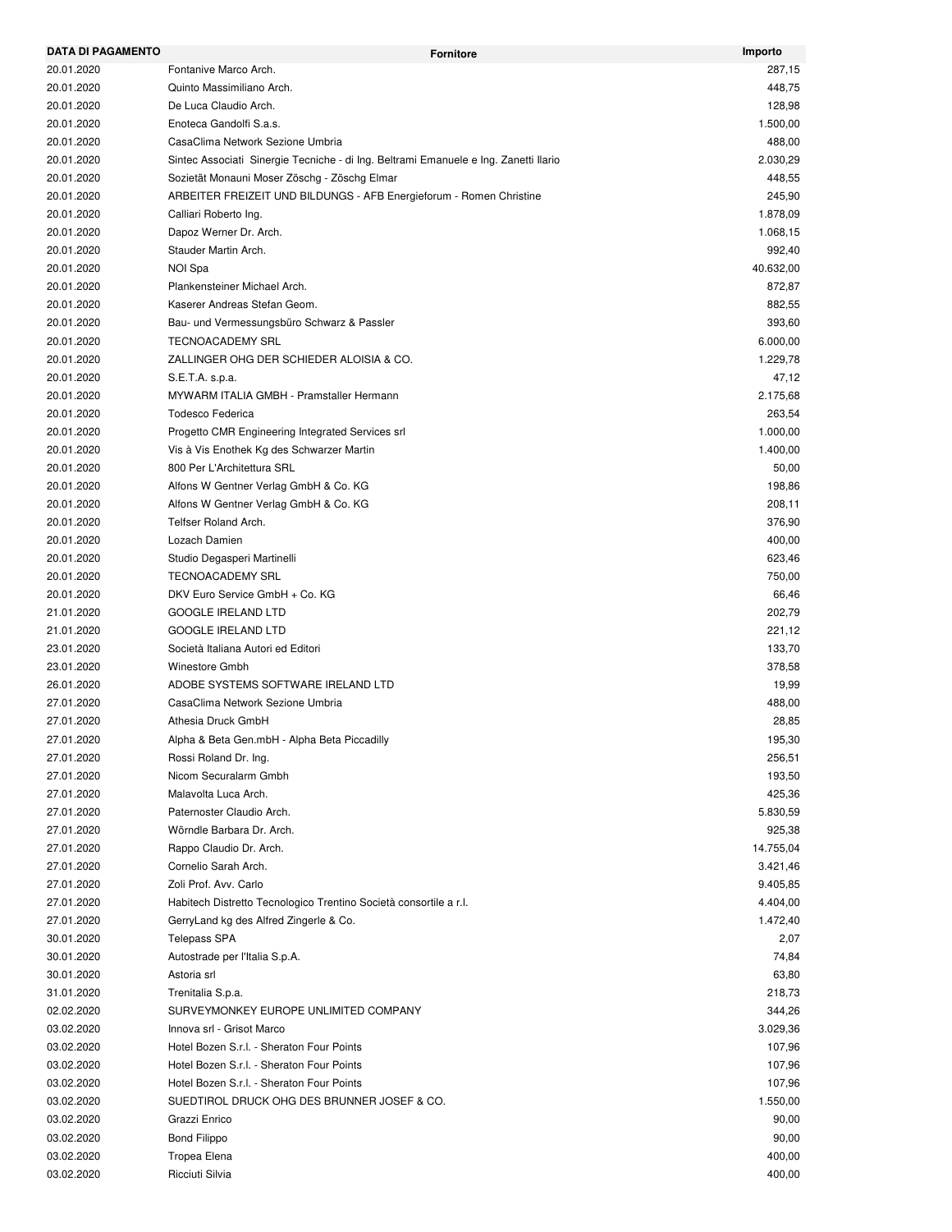| DATA DI PAGAMENTO | Fornitore | Importo |
|---|---|---|
| 20.01.2020 | Fontanive Marco Arch. | 287,15 |
| 20.01.2020 | Quinto Massimiliano Arch. | 448,75 |
| 20.01.2020 | De Luca Claudio Arch. | 128,98 |
| 20.01.2020 | Enoteca Gandolfi S.a.s. | 1.500,00 |
| 20.01.2020 | CasaClima Network Sezione Umbria | 488,00 |
| 20.01.2020 | Sintec Associati Sinergie Tecniche - di Ing. Beltrami Emanuele e Ing. Zanetti Ilario | 2.030,29 |
| 20.01.2020 | Sozietät Monauni Moser Zöschg - Zöschg Elmar | 448,55 |
| 20.01.2020 | ARBEITER FREIZEIT UND BILDUNGS - AFB Energieforum - Romen Christine | 245,90 |
| 20.01.2020 | Calliari Roberto Ing. | 1.878,09 |
| 20.01.2020 | Dapoz Werner Dr. Arch. | 1.068,15 |
| 20.01.2020 | Stauder Martin Arch. | 992,40 |
| 20.01.2020 | NOI Spa | 40.632,00 |
| 20.01.2020 | Plankensteiner Michael Arch. | 872,87 |
| 20.01.2020 | Kaserer Andreas Stefan Geom. | 882,55 |
| 20.01.2020 | Bau- und Vermessungsbüro Schwarz & Passler | 393,60 |
| 20.01.2020 | TECNOACADEMY SRL | 6.000,00 |
| 20.01.2020 | ZALLINGER OHG DER SCHIEDER ALOISIA & CO. | 1.229,78 |
| 20.01.2020 | S.E.T.A. s.p.a. | 47,12 |
| 20.01.2020 | MYWARM ITALIA GMBH - Pramstaller Hermann | 2.175,68 |
| 20.01.2020 | Todesco Federica | 263,54 |
| 20.01.2020 | Progetto CMR Engineering Integrated Services srl | 1.000,00 |
| 20.01.2020 | Vis à Vis Enothek Kg des Schwarzer Martin | 1.400,00 |
| 20.01.2020 | 800 Per L'Architettura SRL | 50,00 |
| 20.01.2020 | Alfons W Gentner Verlag GmbH & Co. KG | 198,86 |
| 20.01.2020 | Alfons W Gentner Verlag GmbH & Co. KG | 208,11 |
| 20.01.2020 | Telfser Roland Arch. | 376,90 |
| 20.01.2020 | Lozach Damien | 400,00 |
| 20.01.2020 | Studio Degasperi Martinelli | 623,46 |
| 20.01.2020 | TECNOACADEMY SRL | 750,00 |
| 20.01.2020 | DKV Euro Service GmbH + Co. KG | 66,46 |
| 21.01.2020 | GOOGLE IRELAND LTD | 202,79 |
| 21.01.2020 | GOOGLE IRELAND LTD | 221,12 |
| 23.01.2020 | Società Italiana Autori ed Editori | 133,70 |
| 23.01.2020 | Winestore Gmbh | 378,58 |
| 26.01.2020 | ADOBE SYSTEMS SOFTWARE IRELAND LTD | 19,99 |
| 27.01.2020 | CasaClima Network Sezione Umbria | 488,00 |
| 27.01.2020 | Athesia Druck GmbH | 28,85 |
| 27.01.2020 | Alpha & Beta Gen.mbH - Alpha Beta Piccadilly | 195,30 |
| 27.01.2020 | Rossi Roland Dr. Ing. | 256,51 |
| 27.01.2020 | Nicom Securalarm Gmbh | 193,50 |
| 27.01.2020 | Malavolta Luca Arch. | 425,36 |
| 27.01.2020 | Paternoster Claudio Arch. | 5.830,59 |
| 27.01.2020 | Wörndle Barbara Dr. Arch. | 925,38 |
| 27.01.2020 | Rappo Claudio Dr. Arch. | 14.755,04 |
| 27.01.2020 | Cornelio Sarah Arch. | 3.421,46 |
| 27.01.2020 | Zoli Prof. Avv. Carlo | 9.405,85 |
| 27.01.2020 | Habitech Distretto Tecnologico Trentino Società consortile a r.l. | 4.404,00 |
| 27.01.2020 | GerryLand kg des Alfred Zingerle & Co. | 1.472,40 |
| 30.01.2020 | Telepass SPA | 2,07 |
| 30.01.2020 | Autostrade per l'Italia S.p.A. | 74,84 |
| 30.01.2020 | Astoria srl | 63,80 |
| 31.01.2020 | Trenitalia S.p.a. | 218,73 |
| 02.02.2020 | SURVEYMONKEY EUROPE UNLIMITED COMPANY | 344,26 |
| 03.02.2020 | Innova srl - Grisot Marco | 3.029,36 |
| 03.02.2020 | Hotel Bozen S.r.l. - Sheraton Four Points | 107,96 |
| 03.02.2020 | Hotel Bozen S.r.l. - Sheraton Four Points | 107,96 |
| 03.02.2020 | Hotel Bozen S.r.l. - Sheraton Four Points | 107,96 |
| 03.02.2020 | SUEDTIROL DRUCK OHG DES BRUNNER JOSEF & CO. | 1.550,00 |
| 03.02.2020 | Grazzi Enrico | 90,00 |
| 03.02.2020 | Bond Filippo | 90,00 |
| 03.02.2020 | Tropea Elena | 400,00 |
| 03.02.2020 | Ricciuti Silvia | 400,00 |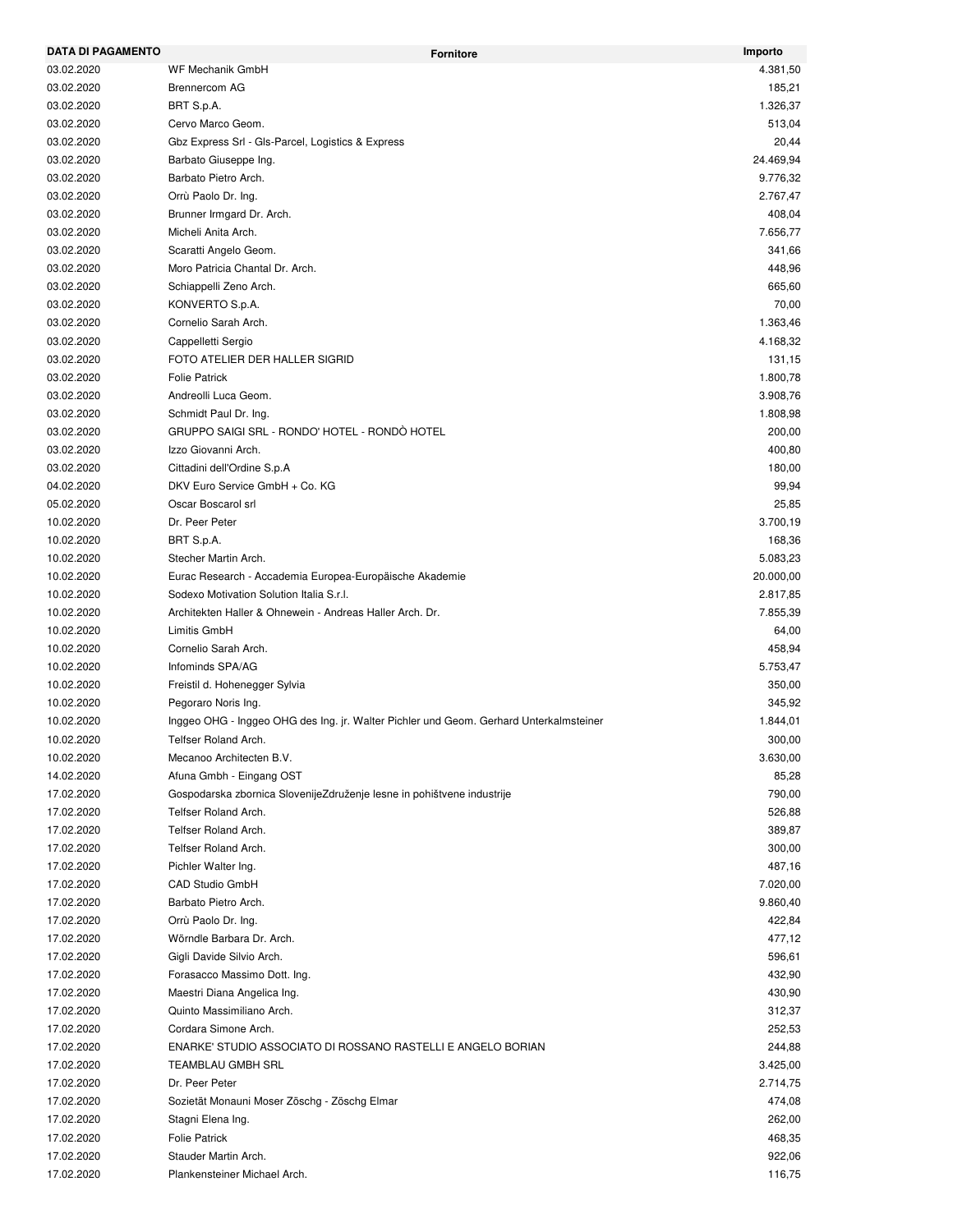| DATA DI PAGAMENTO | Fornitore | Importo |
|---|---|---|
| 03.02.2020 | WF Mechanik GmbH | 4.381,50 |
| 03.02.2020 | Brennercom AG | 185,21 |
| 03.02.2020 | BRT S.p.A. | 1.326,37 |
| 03.02.2020 | Cervo Marco Geom. | 513,04 |
| 03.02.2020 | Gbz Express Srl - Gls-Parcel, Logistics & Express | 20,44 |
| 03.02.2020 | Barbato Giuseppe Ing. | 24.469,94 |
| 03.02.2020 | Barbato Pietro Arch. | 9.776,32 |
| 03.02.2020 | Orrù Paolo Dr. Ing. | 2.767,47 |
| 03.02.2020 | Brunner Irmgard Dr. Arch. | 408,04 |
| 03.02.2020 | Micheli Anita Arch. | 7.656,77 |
| 03.02.2020 | Scaratti Angelo Geom. | 341,66 |
| 03.02.2020 | Moro Patricia Chantal Dr. Arch. | 448,96 |
| 03.02.2020 | Schiappelli Zeno Arch. | 665,60 |
| 03.02.2020 | KONVERTO S.p.A. | 70,00 |
| 03.02.2020 | Cornelio Sarah Arch. | 1.363,46 |
| 03.02.2020 | Cappelletti Sergio | 4.168,32 |
| 03.02.2020 | FOTO ATELIER DER HALLER SIGRID | 131,15 |
| 03.02.2020 | Folie Patrick | 1.800,78 |
| 03.02.2020 | Andreolli Luca Geom. | 3.908,76 |
| 03.02.2020 | Schmidt Paul Dr. Ing. | 1.808,98 |
| 03.02.2020 | GRUPPO SAIGI SRL - RONDO' HOTEL - RONDÒ HOTEL | 200,00 |
| 03.02.2020 | Izzo Giovanni Arch. | 400,80 |
| 03.02.2020 | Cittadini dell'Ordine S.p.A | 180,00 |
| 04.02.2020 | DKV Euro Service GmbH + Co. KG | 99,94 |
| 05.02.2020 | Oscar Boscarol srl | 25,85 |
| 10.02.2020 | Dr. Peer Peter | 3.700,19 |
| 10.02.2020 | BRT S.p.A. | 168,36 |
| 10.02.2020 | Stecher Martin Arch. | 5.083,23 |
| 10.02.2020 | Eurac Research - Accademia Europea-Europäische Akademie | 20.000,00 |
| 10.02.2020 | Sodexo Motivation Solution Italia S.r.l. | 2.817,85 |
| 10.02.2020 | Architekten Haller & Ohnewein - Andreas Haller Arch. Dr. | 7.855,39 |
| 10.02.2020 | Limitis GmbH | 64,00 |
| 10.02.2020 | Cornelio Sarah Arch. | 458,94 |
| 10.02.2020 | Infominds SPA/AG | 5.753,47 |
| 10.02.2020 | Freistil d. Hohenegger Sylvia | 350,00 |
| 10.02.2020 | Pegoraro Noris Ing. | 345,92 |
| 10.02.2020 | Inggeo OHG - Inggeo OHG des Ing. jr. Walter Pichler und Geom. Gerhard Unterkalmsteiner | 1.844,01 |
| 10.02.2020 | Telfser Roland Arch. | 300,00 |
| 10.02.2020 | Mecanoo Architecten B.V. | 3.630,00 |
| 14.02.2020 | Afuna Gmbh - Eingang OST | 85,28 |
| 17.02.2020 | Gospodarska zbornica SlovenijeZdruženje lesne in pohištvene industrije | 790,00 |
| 17.02.2020 | Telfser Roland Arch. | 526,88 |
| 17.02.2020 | Telfser Roland Arch. | 389,87 |
| 17.02.2020 | Telfser Roland Arch. | 300,00 |
| 17.02.2020 | Pichler Walter Ing. | 487,16 |
| 17.02.2020 | CAD Studio GmbH | 7.020,00 |
| 17.02.2020 | Barbato Pietro Arch. | 9.860,40 |
| 17.02.2020 | Orrù Paolo Dr. Ing. | 422,84 |
| 17.02.2020 | Wörndle Barbara Dr. Arch. | 477,12 |
| 17.02.2020 | Gigli Davide Silvio Arch. | 596,61 |
| 17.02.2020 | Forasacco Massimo Dott. Ing. | 432,90 |
| 17.02.2020 | Maestri Diana Angelica Ing. | 430,90 |
| 17.02.2020 | Quinto Massimiliano Arch. | 312,37 |
| 17.02.2020 | Cordara Simone Arch. | 252,53 |
| 17.02.2020 | ENARKE' STUDIO ASSOCIATO DI ROSSANO RASTELLI E ANGELO BORIAN | 244,88 |
| 17.02.2020 | TEAMBLAU GMBH SRL | 3.425,00 |
| 17.02.2020 | Dr. Peer Peter | 2.714,75 |
| 17.02.2020 | Sozietät Monauni Moser Zöschg - Zöschg Elmar | 474,08 |
| 17.02.2020 | Stagni Elena Ing. | 262,00 |
| 17.02.2020 | Folie Patrick | 468,35 |
| 17.02.2020 | Stauder Martin Arch. | 922,06 |
| 17.02.2020 | Plankensteiner Michael Arch. | 116,75 |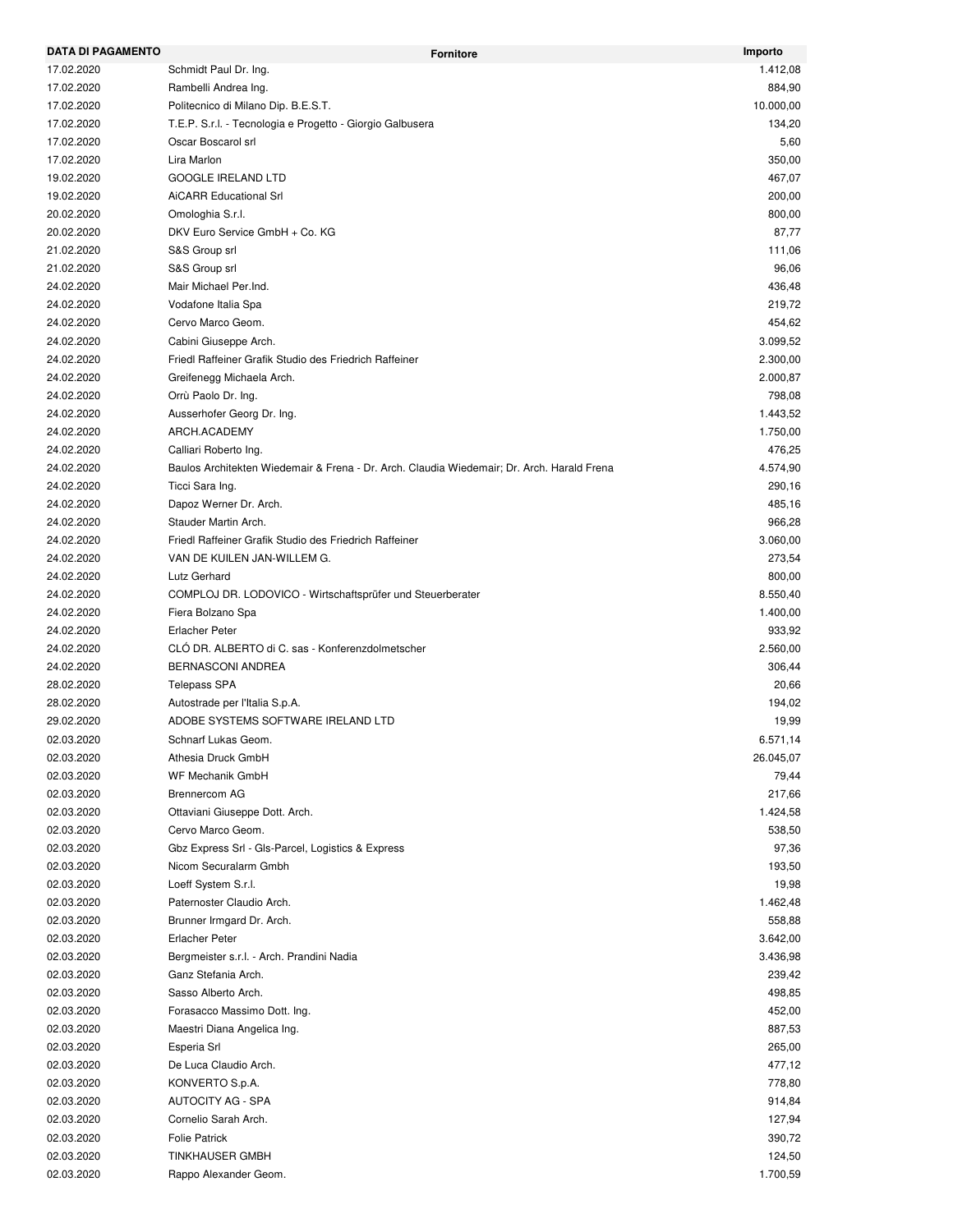| DATA DI PAGAMENTO | Fornitore | Importo |
|---|---|---|
| 17.02.2020 | Schmidt Paul Dr. Ing. | 1.412,08 |
| 17.02.2020 | Rambelli Andrea Ing. | 884,90 |
| 17.02.2020 | Politecnico di Milano Dip. B.E.S.T. | 10.000,00 |
| 17.02.2020 | T.E.P. S.r.l. - Tecnologia e Progetto - Giorgio Galbusera | 134,20 |
| 17.02.2020 | Oscar Boscarol srl | 5,60 |
| 17.02.2020 | Lira Marlon | 350,00 |
| 19.02.2020 | GOOGLE IRELAND LTD | 467,07 |
| 19.02.2020 | AiCARR Educational Srl | 200,00 |
| 20.02.2020 | Omologhia S.r.l. | 800,00 |
| 20.02.2020 | DKV Euro Service GmbH + Co. KG | 87,77 |
| 21.02.2020 | S&S Group srl | 111,06 |
| 21.02.2020 | S&S Group srl | 96,06 |
| 24.02.2020 | Mair Michael Per.Ind. | 436,48 |
| 24.02.2020 | Vodafone Italia Spa | 219,72 |
| 24.02.2020 | Cervo Marco Geom. | 454,62 |
| 24.02.2020 | Cabini Giuseppe Arch. | 3.099,52 |
| 24.02.2020 | Friedl Raffeiner Grafik Studio des Friedrich Raffeiner | 2.300,00 |
| 24.02.2020 | Greifenegg Michaela Arch. | 2.000,87 |
| 24.02.2020 | Orrù Paolo Dr. Ing. | 798,08 |
| 24.02.2020 | Ausserhofer Georg Dr. Ing. | 1.443,52 |
| 24.02.2020 | ARCH.ACADEMY | 1.750,00 |
| 24.02.2020 | Calliari Roberto Ing. | 476,25 |
| 24.02.2020 | Baulos Architekten Wiedemair & Frena - Dr. Arch. Claudia Wiedemair; Dr. Arch. Harald Frena | 4.574,90 |
| 24.02.2020 | Ticci Sara Ing. | 290,16 |
| 24.02.2020 | Dapoz Werner Dr. Arch. | 485,16 |
| 24.02.2020 | Stauder Martin Arch. | 966,28 |
| 24.02.2020 | Friedl Raffeiner Grafik Studio des Friedrich Raffeiner | 3.060,00 |
| 24.02.2020 | VAN DE KUILEN JAN-WILLEM G. | 273,54 |
| 24.02.2020 | Lutz Gerhard | 800,00 |
| 24.02.2020 | COMPLOJ DR. LODOVICO - Wirtschaftsprüfer und Steuerberater | 8.550,40 |
| 24.02.2020 | Fiera Bolzano Spa | 1.400,00 |
| 24.02.2020 | Erlacher Peter | 933,92 |
| 24.02.2020 | CLÓ DR. ALBERTO di C. sas - Konferenzdolmetscher | 2.560,00 |
| 24.02.2020 | BERNASCONI ANDREA | 306,44 |
| 28.02.2020 | Telepass SPA | 20,66 |
| 28.02.2020 | Autostrade per l'Italia S.p.A. | 194,02 |
| 29.02.2020 | ADOBE SYSTEMS SOFTWARE IRELAND LTD | 19,99 |
| 02.03.2020 | Schnarf Lukas Geom. | 6.571,14 |
| 02.03.2020 | Athesia Druck GmbH | 26.045,07 |
| 02.03.2020 | WF Mechanik GmbH | 79,44 |
| 02.03.2020 | Brennercom AG | 217,66 |
| 02.03.2020 | Ottaviani Giuseppe Dott. Arch. | 1.424,58 |
| 02.03.2020 | Cervo Marco Geom. | 538,50 |
| 02.03.2020 | Gbz Express Srl - Gls-Parcel, Logistics & Express | 97,36 |
| 02.03.2020 | Nicom Securalarm Gmbh | 193,50 |
| 02.03.2020 | Loeff System S.r.l. | 19,98 |
| 02.03.2020 | Paternoster Claudio Arch. | 1.462,48 |
| 02.03.2020 | Brunner Irmgard Dr. Arch. | 558,88 |
| 02.03.2020 | Erlacher Peter | 3.642,00 |
| 02.03.2020 | Bergmeister s.r.l. - Arch. Prandini Nadia | 3.436,98 |
| 02.03.2020 | Ganz Stefania Arch. | 239,42 |
| 02.03.2020 | Sasso Alberto Arch. | 498,85 |
| 02.03.2020 | Forasacco Massimo Dott. Ing. | 452,00 |
| 02.03.2020 | Maestri Diana Angelica Ing. | 887,53 |
| 02.03.2020 | Esperia Srl | 265,00 |
| 02.03.2020 | De Luca Claudio Arch. | 477,12 |
| 02.03.2020 | KONVERTO S.p.A. | 778,80 |
| 02.03.2020 | AUTOCITY AG - SPA | 914,84 |
| 02.03.2020 | Cornelio Sarah Arch. | 127,94 |
| 02.03.2020 | Folie Patrick | 390,72 |
| 02.03.2020 | TINKHAUSER GMBH | 124,50 |
| 02.03.2020 | Rappo Alexander Geom. | 1.700,59 |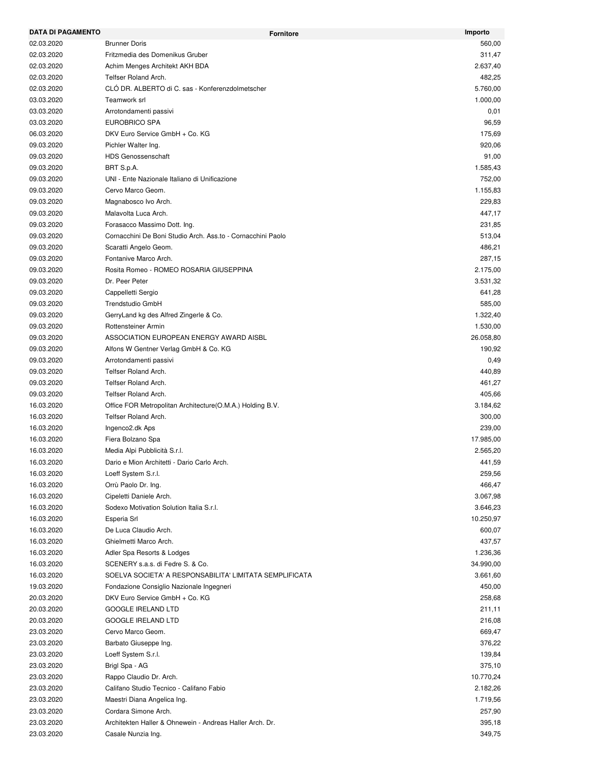| DATA DI PAGAMENTO | Fornitore | Importo |
|---|---|---|
| 02.03.2020 | Brunner Doris | 560,00 |
| 02.03.2020 | Fritzmedia des Domenikus Gruber | 311,47 |
| 02.03.2020 | Achim Menges Architekt AKH BDA | 2.637,40 |
| 02.03.2020 | Telfser Roland Arch. | 482,25 |
| 02.03.2020 | CLÓ DR. ALBERTO di C. sas - Konferenzdolmetscher | 5.760,00 |
| 03.03.2020 | Teamwork srl | 1.000,00 |
| 03.03.2020 | Arrotondamenti passivi | 0,01 |
| 03.03.2020 | EUROBRICO SPA | 96,59 |
| 06.03.2020 | DKV Euro Service GmbH + Co. KG | 175,69 |
| 09.03.2020 | Pichler Walter Ing. | 920,06 |
| 09.03.2020 | HDS Genossenschaft | 91,00 |
| 09.03.2020 | BRT S.p.A. | 1.585,43 |
| 09.03.2020 | UNI - Ente Nazionale Italiano di Unificazione | 752,00 |
| 09.03.2020 | Cervo Marco Geom. | 1.155,83 |
| 09.03.2020 | Magnabosco Ivo Arch. | 229,83 |
| 09.03.2020 | Malavolta Luca Arch. | 447,17 |
| 09.03.2020 | Forasacco Massimo Dott. Ing. | 231,85 |
| 09.03.2020 | Cornacchini De Boni Studio Arch. Ass.to - Cornacchini Paolo | 513,04 |
| 09.03.2020 | Scaratti Angelo Geom. | 486,21 |
| 09.03.2020 | Fontanive Marco Arch. | 287,15 |
| 09.03.2020 | Rosita Romeo - ROMEO ROSARIA GIUSEPPINA | 2.175,00 |
| 09.03.2020 | Dr. Peer Peter | 3.531,32 |
| 09.03.2020 | Cappelletti Sergio | 641,28 |
| 09.03.2020 | Trendstudio GmbH | 585,00 |
| 09.03.2020 | GerryLand kg des Alfred Zingerle & Co. | 1.322,40 |
| 09.03.2020 | Rottensteiner Armin | 1.530,00 |
| 09.03.2020 | ASSOCIATION EUROPEAN ENERGY AWARD AISBL | 26.058,80 |
| 09.03.2020 | Alfons W Gentner Verlag GmbH & Co. KG | 190,92 |
| 09.03.2020 | Arrotondamenti passivi | 0,49 |
| 09.03.2020 | Telfser Roland Arch. | 440,89 |
| 09.03.2020 | Telfser Roland Arch. | 461,27 |
| 09.03.2020 | Telfser Roland Arch. | 405,66 |
| 16.03.2020 | Office FOR Metropolitan Architecture(O.M.A.) Holding B.V. | 3.184,62 |
| 16.03.2020 | Telfser Roland Arch. | 300,00 |
| 16.03.2020 | Ingenco2.dk Aps | 239,00 |
| 16.03.2020 | Fiera Bolzano Spa | 17.985,00 |
| 16.03.2020 | Media Alpi Pubblicità S.r.l. | 2.565,20 |
| 16.03.2020 | Dario e Mion Architetti - Dario Carlo Arch. | 441,59 |
| 16.03.2020 | Loeff System S.r.l. | 259,56 |
| 16.03.2020 | Orrù Paolo Dr. Ing. | 466,47 |
| 16.03.2020 | Cipeletti Daniele Arch. | 3.067,98 |
| 16.03.2020 | Sodexo Motivation Solution Italia S.r.l. | 3.646,23 |
| 16.03.2020 | Esperia Srl | 10.250,97 |
| 16.03.2020 | De Luca Claudio Arch. | 600,07 |
| 16.03.2020 | Ghielmetti Marco Arch. | 437,57 |
| 16.03.2020 | Adler Spa Resorts & Lodges | 1.236,36 |
| 16.03.2020 | SCENERY s.a.s. di Fedre S. & Co. | 34.990,00 |
| 16.03.2020 | SOELVA SOCIETA' A RESPONSABILITA' LIMITATA SEMPLIFICATA | 3.661,60 |
| 19.03.2020 | Fondazione Consiglio Nazionale Ingegneri | 450,00 |
| 20.03.2020 | DKV Euro Service GmbH + Co. KG | 258,68 |
| 20.03.2020 | GOOGLE IRELAND LTD | 211,11 |
| 20.03.2020 | GOOGLE IRELAND LTD | 216,08 |
| 23.03.2020 | Cervo Marco Geom. | 669,47 |
| 23.03.2020 | Barbato Giuseppe Ing. | 376,22 |
| 23.03.2020 | Loeff System S.r.l. | 139,84 |
| 23.03.2020 | Brigl Spa - AG | 375,10 |
| 23.03.2020 | Rappo Claudio Dr. Arch. | 10.770,24 |
| 23.03.2020 | Califano Studio Tecnico - Califano Fabio | 2.182,26 |
| 23.03.2020 | Maestri Diana Angelica Ing. | 1.719,56 |
| 23.03.2020 | Cordara Simone Arch. | 257,90 |
| 23.03.2020 | Architekten Haller & Ohnewein - Andreas Haller Arch. Dr. | 395,18 |
| 23.03.2020 | Casale Nunzia Ing. | 349,75 |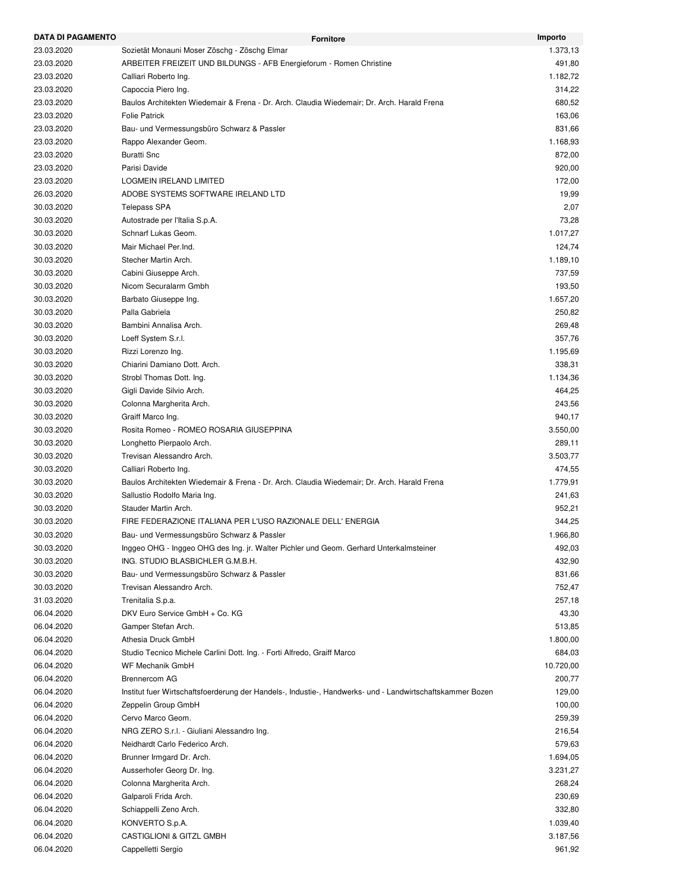| DATA DI PAGAMENTO | Fornitore | Importo |
|---|---|---|
| 23.03.2020 | Sozietät Monauni Moser Zöschg - Zöschg Elmar | 1.373,13 |
| 23.03.2020 | ARBEITER FREIZEIT UND BILDUNGS - AFB Energieforum - Romen Christine | 491,80 |
| 23.03.2020 | Calliari Roberto Ing. | 1.182,72 |
| 23.03.2020 | Capoccia Piero Ing. | 314,22 |
| 23.03.2020 | Baulos Architekten Wiedemair & Frena - Dr. Arch. Claudia Wiedemair; Dr. Arch. Harald Frena | 680,52 |
| 23.03.2020 | Folie Patrick | 163,06 |
| 23.03.2020 | Bau- und Vermessungsbüro Schwarz & Passler | 831,66 |
| 23.03.2020 | Rappo Alexander Geom. | 1.168,93 |
| 23.03.2020 | Buratti Snc | 872,00 |
| 23.03.2020 | Parisi Davide | 920,00 |
| 23.03.2020 | LOGMEIN IRELAND LIMITED | 172,00 |
| 26.03.2020 | ADOBE SYSTEMS SOFTWARE IRELAND LTD | 19,99 |
| 30.03.2020 | Telepass SPA | 2,07 |
| 30.03.2020 | Autostrade per l'Italia S.p.A. | 73,28 |
| 30.03.2020 | Schnarf Lukas Geom. | 1.017,27 |
| 30.03.2020 | Mair Michael Per.Ind. | 124,74 |
| 30.03.2020 | Stecher Martin Arch. | 1.189,10 |
| 30.03.2020 | Cabini Giuseppe Arch. | 737,59 |
| 30.03.2020 | Nicom Securalarm Gmbh | 193,50 |
| 30.03.2020 | Barbato Giuseppe Ing. | 1.657,20 |
| 30.03.2020 | Palla Gabriela | 250,82 |
| 30.03.2020 | Bambini Annalisa Arch. | 269,48 |
| 30.03.2020 | Loeff System S.r.l. | 357,76 |
| 30.03.2020 | Rizzi Lorenzo Ing. | 1.195,69 |
| 30.03.2020 | Chiarini Damiano Dott. Arch. | 338,31 |
| 30.03.2020 | Strobl Thomas Dott. Ing. | 1.134,36 |
| 30.03.2020 | Gigli Davide Silvio Arch. | 464,25 |
| 30.03.2020 | Colonna Margherita Arch. | 243,56 |
| 30.03.2020 | Graiff Marco Ing. | 940,17 |
| 30.03.2020 | Rosita Romeo - ROMEO ROSARIA GIUSEPPINA | 3.550,00 |
| 30.03.2020 | Longhetto Pierpaolo Arch. | 289,11 |
| 30.03.2020 | Trevisan Alessandro Arch. | 3.503,77 |
| 30.03.2020 | Calliari Roberto Ing. | 474,55 |
| 30.03.2020 | Baulos Architekten Wiedemair & Frena - Dr. Arch. Claudia Wiedemair; Dr. Arch. Harald Frena | 1.779,91 |
| 30.03.2020 | Sallustio Rodolfo Maria Ing. | 241,63 |
| 30.03.2020 | Stauder Martin Arch. | 952,21 |
| 30.03.2020 | FIRE FEDERAZIONE ITALIANA PER L'USO RAZIONALE DELL' ENERGIA | 344,25 |
| 30.03.2020 | Bau- und Vermessungsbüro Schwarz & Passler | 1.966,80 |
| 30.03.2020 | Inggeo OHG - Inggeo OHG des Ing. jr. Walter Pichler und Geom. Gerhard Unterkalmsteiner | 492,03 |
| 30.03.2020 | ING. STUDIO BLASBICHLER G.M.B.H. | 432,90 |
| 30.03.2020 | Bau- und Vermessungsbüro Schwarz & Passler | 831,66 |
| 30.03.2020 | Trevisan Alessandro Arch. | 752,47 |
| 31.03.2020 | Trenitalia S.p.a. | 257,18 |
| 06.04.2020 | DKV Euro Service GmbH + Co. KG | 43,30 |
| 06.04.2020 | Gamper Stefan Arch. | 513,85 |
| 06.04.2020 | Athesia Druck GmbH | 1.800,00 |
| 06.04.2020 | Studio Tecnico Michele Carlini Dott. Ing. - Forti Alfredo, Graiff Marco | 684,03 |
| 06.04.2020 | WF Mechanik GmbH | 10.720,00 |
| 06.04.2020 | Brennercom AG | 200,77 |
| 06.04.2020 | Institut fuer Wirtschaftsfoerderung der Handels-, Industie-, Handwerks- und - Landwirtschaftskammer Bozen | 129,00 |
| 06.04.2020 | Zeppelin Group GmbH | 100,00 |
| 06.04.2020 | Cervo Marco Geom. | 259,39 |
| 06.04.2020 | NRG ZERO S.r.l. - Giuliani Alessandro Ing. | 216,54 |
| 06.04.2020 | Neidhardt Carlo Federico Arch. | 579,63 |
| 06.04.2020 | Brunner Irmgard Dr. Arch. | 1.694,05 |
| 06.04.2020 | Ausserhofer Georg Dr. Ing. | 3.231,27 |
| 06.04.2020 | Colonna Margherita Arch. | 268,24 |
| 06.04.2020 | Galparoli Frida Arch. | 230,69 |
| 06.04.2020 | Schiappelli Zeno Arch. | 332,80 |
| 06.04.2020 | KONVERTO S.p.A. | 1.039,40 |
| 06.04.2020 | CASTIGLIONI & GITZL GMBH | 3.187,56 |
| 06.04.2020 | Cappelletti Sergio | 961,92 |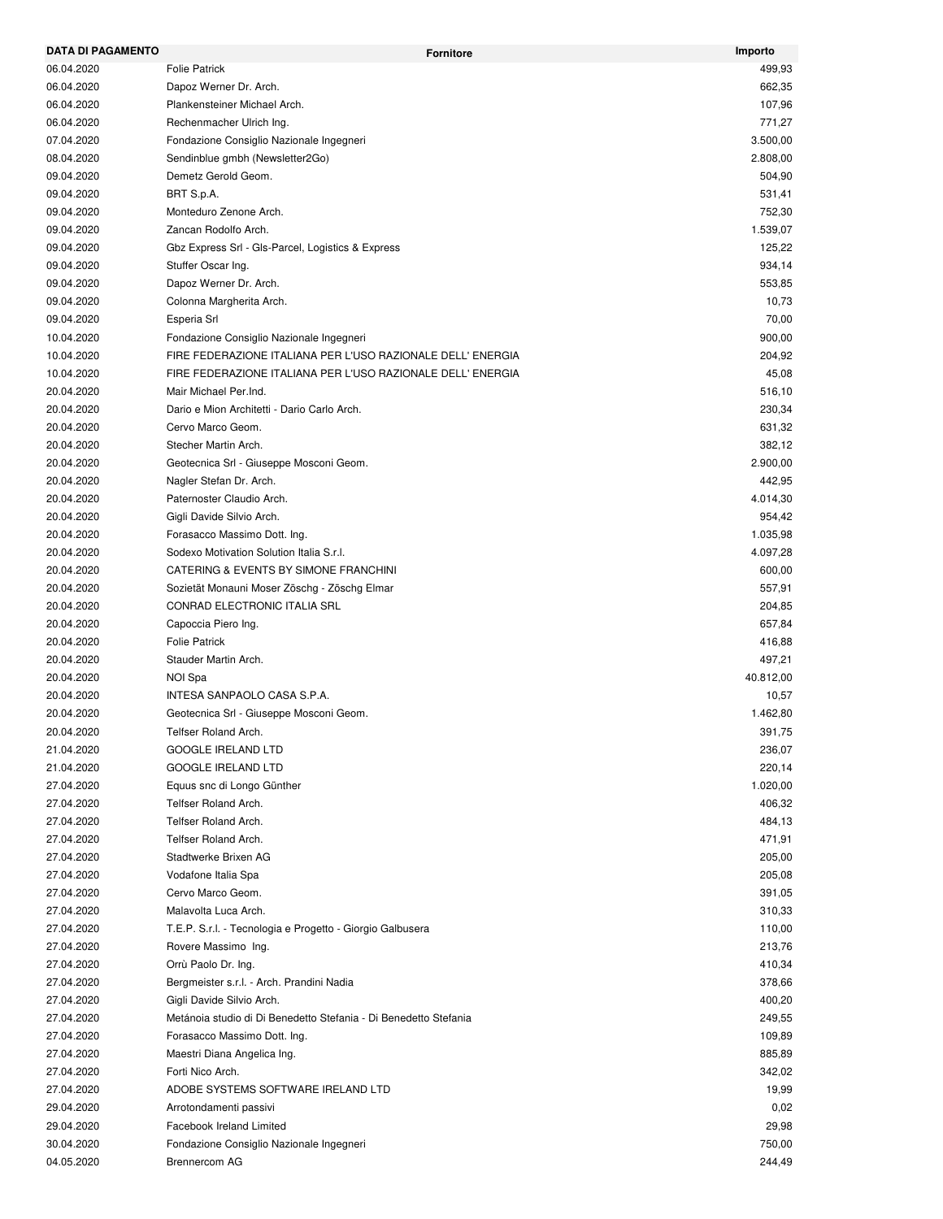| DATA DI PAGAMENTO | Fornitore | Importo |
|---|---|---|
| 06.04.2020 | Folie Patrick | 499,93 |
| 06.04.2020 | Dapoz Werner Dr. Arch. | 662,35 |
| 06.04.2020 | Plankensteiner Michael Arch. | 107,96 |
| 06.04.2020 | Rechenmacher Ulrich Ing. | 771,27 |
| 07.04.2020 | Fondazione Consiglio Nazionale Ingegneri | 3.500,00 |
| 08.04.2020 | Sendinblue gmbh (Newsletter2Go) | 2.808,00 |
| 09.04.2020 | Demetz Gerold Geom. | 504,90 |
| 09.04.2020 | BRT S.p.A. | 531,41 |
| 09.04.2020 | Monteduro Zenone Arch. | 752,30 |
| 09.04.2020 | Zancan Rodolfo Arch. | 1.539,07 |
| 09.04.2020 | Gbz Express Srl - Gls-Parcel, Logistics & Express | 125,22 |
| 09.04.2020 | Stuffer Oscar Ing. | 934,14 |
| 09.04.2020 | Dapoz Werner Dr. Arch. | 553,85 |
| 09.04.2020 | Colonna Margherita Arch. | 10,73 |
| 09.04.2020 | Esperia Srl | 70,00 |
| 10.04.2020 | Fondazione Consiglio Nazionale Ingegneri | 900,00 |
| 10.04.2020 | FIRE FEDERAZIONE ITALIANA PER L'USO RAZIONALE DELL' ENERGIA | 204,92 |
| 10.04.2020 | FIRE FEDERAZIONE ITALIANA PER L'USO RAZIONALE DELL' ENERGIA | 45,08 |
| 20.04.2020 | Mair Michael Per.Ind. | 516,10 |
| 20.04.2020 | Dario e Mion Architetti - Dario Carlo Arch. | 230,34 |
| 20.04.2020 | Cervo Marco Geom. | 631,32 |
| 20.04.2020 | Stecher Martin Arch. | 382,12 |
| 20.04.2020 | Geotecnica Srl - Giuseppe Mosconi Geom. | 2.900,00 |
| 20.04.2020 | Nagler Stefan Dr. Arch. | 442,95 |
| 20.04.2020 | Paternoster Claudio Arch. | 4.014,30 |
| 20.04.2020 | Gigli Davide Silvio Arch. | 954,42 |
| 20.04.2020 | Forasacco Massimo Dott. Ing. | 1.035,98 |
| 20.04.2020 | Sodexo Motivation Solution Italia S.r.l. | 4.097,28 |
| 20.04.2020 | CATERING & EVENTS BY SIMONE FRANCHINI | 600,00 |
| 20.04.2020 | Sozietät Monauni Moser Zöschg - Zöschg Elmar | 557,91 |
| 20.04.2020 | CONRAD ELECTRONIC ITALIA SRL | 204,85 |
| 20.04.2020 | Capoccia Piero Ing. | 657,84 |
| 20.04.2020 | Folie Patrick | 416,88 |
| 20.04.2020 | Stauder Martin Arch. | 497,21 |
| 20.04.2020 | NOI Spa | 40.812,00 |
| 20.04.2020 | INTESA SANPAOLO CASA S.P.A. | 10,57 |
| 20.04.2020 | Geotecnica Srl - Giuseppe Mosconi Geom. | 1.462,80 |
| 20.04.2020 | Telfser Roland Arch. | 391,75 |
| 21.04.2020 | GOOGLE IRELAND LTD | 236,07 |
| 21.04.2020 | GOOGLE IRELAND LTD | 220,14 |
| 27.04.2020 | Equus snc di Longo Günther | 1.020,00 |
| 27.04.2020 | Telfser Roland Arch. | 406,32 |
| 27.04.2020 | Telfser Roland Arch. | 484,13 |
| 27.04.2020 | Telfser Roland Arch. | 471,91 |
| 27.04.2020 | Stadtwerke Brixen AG | 205,00 |
| 27.04.2020 | Vodafone Italia Spa | 205,08 |
| 27.04.2020 | Cervo Marco Geom. | 391,05 |
| 27.04.2020 | Malavolta Luca Arch. | 310,33 |
| 27.04.2020 | T.E.P. S.r.l. - Tecnologia e Progetto - Giorgio Galbusera | 110,00 |
| 27.04.2020 | Rovere Massimo Ing. | 213,76 |
| 27.04.2020 | Orrù Paolo Dr. Ing. | 410,34 |
| 27.04.2020 | Bergmeister s.r.l. - Arch. Prandini Nadia | 378,66 |
| 27.04.2020 | Gigli Davide Silvio Arch. | 400,20 |
| 27.04.2020 | Metánoia studio di Di Benedetto Stefania - Di Benedetto Stefania | 249,55 |
| 27.04.2020 | Forasacco Massimo Dott. Ing. | 109,89 |
| 27.04.2020 | Maestri Diana Angelica Ing. | 885,89 |
| 27.04.2020 | Forti Nico Arch. | 342,02 |
| 27.04.2020 | ADOBE SYSTEMS SOFTWARE IRELAND LTD | 19,99 |
| 29.04.2020 | Arrotondamenti passivi | 0,02 |
| 29.04.2020 | Facebook Ireland Limited | 29,98 |
| 30.04.2020 | Fondazione Consiglio Nazionale Ingegneri | 750,00 |
| 04.05.2020 | Brennercom AG | 244,49 |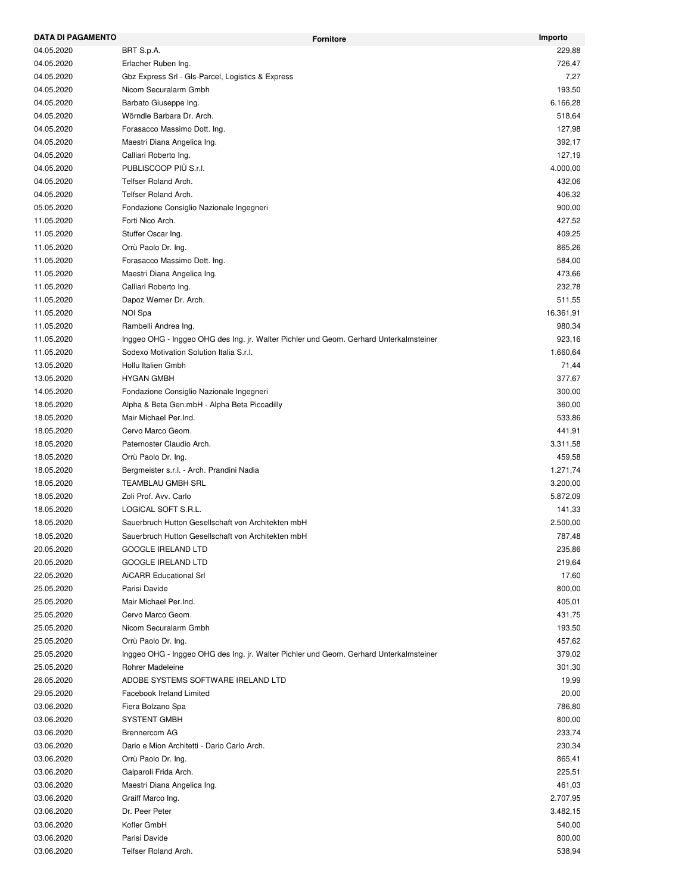| DATA DI PAGAMENTO | Fornitore | Importo |
| --- | --- | --- |
| 04.05.2020 | BRT S.p.A. | 229,88 |
| 04.05.2020 | Erlacher Ruben Ing. | 726,47 |
| 04.05.2020 | Gbz Express Srl - Gls-Parcel, Logistics & Express | 7,27 |
| 04.05.2020 | Nicom Securalarm Gmbh | 193,50 |
| 04.05.2020 | Barbato Giuseppe Ing. | 6.166,28 |
| 04.05.2020 | Wörndle Barbara Dr. Arch. | 518,64 |
| 04.05.2020 | Forasacco Massimo Dott. Ing. | 127,98 |
| 04.05.2020 | Maestri Diana Angelica Ing. | 392,17 |
| 04.05.2020 | Calliari Roberto Ing. | 127,19 |
| 04.05.2020 | PUBLISCOOP PIÙ S.r.l. | 4.000,00 |
| 04.05.2020 | Telfser Roland Arch. | 432,06 |
| 04.05.2020 | Telfser Roland Arch. | 406,32 |
| 05.05.2020 | Fondazione Consiglio Nazionale Ingegneri | 900,00 |
| 11.05.2020 | Forti Nico Arch. | 427,52 |
| 11.05.2020 | Stuffer Oscar Ing. | 409,25 |
| 11.05.2020 | Orrù Paolo Dr. Ing. | 865,26 |
| 11.05.2020 | Forasacco Massimo Dott. Ing. | 584,00 |
| 11.05.2020 | Maestri Diana Angelica Ing. | 473,66 |
| 11.05.2020 | Calliari Roberto Ing. | 232,78 |
| 11.05.2020 | Dapoz Werner Dr. Arch. | 511,55 |
| 11.05.2020 | NOI Spa | 16.361,91 |
| 11.05.2020 | Rambelli Andrea Ing. | 980,34 |
| 11.05.2020 | Inggeo OHG - Inggeo OHG des Ing. jr. Walter Pichler und Geom. Gerhard Unterkalmsteiner | 923,16 |
| 11.05.2020 | Sodexo Motivation Solution Italia S.r.l. | 1.660,64 |
| 13.05.2020 | Hollu Italien Gmbh | 71,44 |
| 13.05.2020 | HYGAN GMBH | 377,67 |
| 14.05.2020 | Fondazione Consiglio Nazionale Ingegneri | 300,00 |
| 18.05.2020 | Alpha & Beta Gen.mbH - Alpha Beta Piccadilly | 360,00 |
| 18.05.2020 | Mair Michael Per.Ind. | 533,86 |
| 18.05.2020 | Cervo Marco Geom. | 441,91 |
| 18.05.2020 | Paternoster Claudio Arch. | 3.311,58 |
| 18.05.2020 | Orrù Paolo Dr. Ing. | 459,58 |
| 18.05.2020 | Bergmeister s.r.l. - Arch. Prandini Nadia | 1.271,74 |
| 18.05.2020 | TEAMBLAU GMBH SRL | 3.200,00 |
| 18.05.2020 | Zoli Prof. Avv. Carlo | 5.872,09 |
| 18.05.2020 | LOGICAL SOFT S.R.L. | 141,33 |
| 18.05.2020 | Sauerbruch Hutton Gesellschaft von Architekten mbH | 2.500,00 |
| 18.05.2020 | Sauerbruch Hutton Gesellschaft von Architekten mbH | 787,48 |
| 20.05.2020 | GOOGLE IRELAND LTD | 235,86 |
| 20.05.2020 | GOOGLE IRELAND LTD | 219,64 |
| 22.05.2020 | AiCARR Educational Srl | 17,60 |
| 25.05.2020 | Parisi Davide | 800,00 |
| 25.05.2020 | Mair Michael Per.Ind. | 405,01 |
| 25.05.2020 | Cervo Marco Geom. | 431,75 |
| 25.05.2020 | Nicom Securalarm Gmbh | 193,50 |
| 25.05.2020 | Orrù Paolo Dr. Ing. | 457,62 |
| 25.05.2020 | Inggeo OHG - Inggeo OHG des Ing. jr. Walter Pichler und Geom. Gerhard Unterkalmsteiner | 379,02 |
| 25.05.2020 | Rohrer Madeleine | 301,30 |
| 26.05.2020 | ADOBE SYSTEMS SOFTWARE IRELAND LTD | 19,99 |
| 29.05.2020 | Facebook Ireland Limited | 20,00 |
| 03.06.2020 | Fiera Bolzano Spa | 786,80 |
| 03.06.2020 | SYSTENT GMBH | 800,00 |
| 03.06.2020 | Brennercom AG | 233,74 |
| 03.06.2020 | Dario e Mion Architetti - Dario Carlo Arch. | 230,34 |
| 03.06.2020 | Orrù Paolo Dr. Ing. | 865,41 |
| 03.06.2020 | Galparoli Frida Arch. | 225,51 |
| 03.06.2020 | Maestri Diana Angelica Ing. | 461,03 |
| 03.06.2020 | Graiff Marco Ing. | 2.707,95 |
| 03.06.2020 | Dr. Peer Peter | 3.482,15 |
| 03.06.2020 | Kofler GmbH | 540,00 |
| 03.06.2020 | Parisi Davide | 800,00 |
| 03.06.2020 | Telfser Roland Arch. | 538,94 |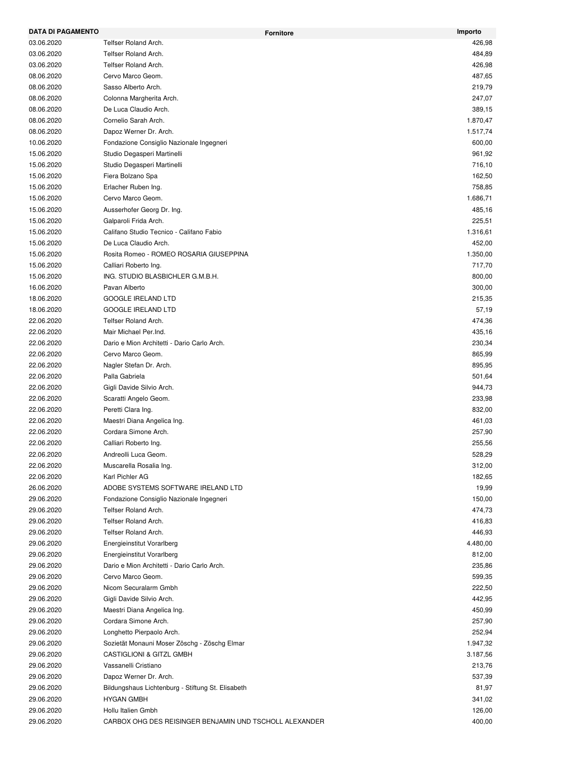| DATA DI PAGAMENTO | Fornitore | Importo |
|---|---|---|
| 03.06.2020 | Telfser Roland Arch. | 426,98 |
| 03.06.2020 | Telfser Roland Arch. | 484,89 |
| 03.06.2020 | Telfser Roland Arch. | 426,98 |
| 08.06.2020 | Cervo Marco Geom. | 487,65 |
| 08.06.2020 | Sasso Alberto Arch. | 219,79 |
| 08.06.2020 | Colonna Margherita Arch. | 247,07 |
| 08.06.2020 | De Luca Claudio Arch. | 389,15 |
| 08.06.2020 | Cornelio Sarah Arch. | 1.870,47 |
| 08.06.2020 | Dapoz Werner Dr. Arch. | 1.517,74 |
| 10.06.2020 | Fondazione Consiglio Nazionale Ingegneri | 600,00 |
| 15.06.2020 | Studio Degasperi Martinelli | 961,92 |
| 15.06.2020 | Studio Degasperi Martinelli | 716,10 |
| 15.06.2020 | Fiera Bolzano Spa | 162,50 |
| 15.06.2020 | Erlacher Ruben Ing. | 758,85 |
| 15.06.2020 | Cervo Marco Geom. | 1.686,71 |
| 15.06.2020 | Ausserhofer Georg Dr. Ing. | 485,16 |
| 15.06.2020 | Galparoli Frida Arch. | 225,51 |
| 15.06.2020 | Califano Studio Tecnico - Califano Fabio | 1.316,61 |
| 15.06.2020 | De Luca Claudio Arch. | 452,00 |
| 15.06.2020 | Rosita Romeo - ROMEO ROSARIA GIUSEPPINA | 1.350,00 |
| 15.06.2020 | Calliari Roberto Ing. | 717,70 |
| 15.06.2020 | ING. STUDIO BLASBICHLER G.M.B.H. | 800,00 |
| 16.06.2020 | Pavan Alberto | 300,00 |
| 18.06.2020 | GOOGLE IRELAND LTD | 215,35 |
| 18.06.2020 | GOOGLE IRELAND LTD | 57,19 |
| 22.06.2020 | Telfser Roland Arch. | 474,36 |
| 22.06.2020 | Mair Michael Per.Ind. | 435,16 |
| 22.06.2020 | Dario e Mion Architetti - Dario Carlo Arch. | 230,34 |
| 22.06.2020 | Cervo Marco Geom. | 865,99 |
| 22.06.2020 | Nagler Stefan Dr. Arch. | 895,95 |
| 22.06.2020 | Palla Gabriela | 501,64 |
| 22.06.2020 | Gigli Davide Silvio Arch. | 944,73 |
| 22.06.2020 | Scaratti Angelo Geom. | 233,98 |
| 22.06.2020 | Peretti Clara Ing. | 832,00 |
| 22.06.2020 | Maestri Diana Angelica Ing. | 461,03 |
| 22.06.2020 | Cordara Simone Arch. | 257,90 |
| 22.06.2020 | Calliari Roberto Ing. | 255,56 |
| 22.06.2020 | Andreolli Luca Geom. | 528,29 |
| 22.06.2020 | Muscarella Rosalia Ing. | 312,00 |
| 22.06.2020 | Karl Pichler AG | 182,65 |
| 26.06.2020 | ADOBE SYSTEMS SOFTWARE IRELAND LTD | 19,99 |
| 29.06.2020 | Fondazione Consiglio Nazionale Ingegneri | 150,00 |
| 29.06.2020 | Telfser Roland Arch. | 474,73 |
| 29.06.2020 | Telfser Roland Arch. | 416,83 |
| 29.06.2020 | Telfser Roland Arch. | 446,93 |
| 29.06.2020 | Energieinstitut Vorarlberg | 4.480,00 |
| 29.06.2020 | Energieinstitut Vorarlberg | 812,00 |
| 29.06.2020 | Dario e Mion Architetti - Dario Carlo Arch. | 235,86 |
| 29.06.2020 | Cervo Marco Geom. | 599,35 |
| 29.06.2020 | Nicom Securalarm Gmbh | 222,50 |
| 29.06.2020 | Gigli Davide Silvio Arch. | 442,95 |
| 29.06.2020 | Maestri Diana Angelica Ing. | 450,99 |
| 29.06.2020 | Cordara Simone Arch. | 257,90 |
| 29.06.2020 | Longhetto Pierpaolo Arch. | 252,94 |
| 29.06.2020 | Sozietät Monauni Moser Zöschg - Zöschg Elmar | 1.947,32 |
| 29.06.2020 | CASTIGLIONI & GITZL GMBH | 3.187,56 |
| 29.06.2020 | Vassanelli Cristiano | 213,76 |
| 29.06.2020 | Dapoz Werner Dr. Arch. | 537,39 |
| 29.06.2020 | Bildungshaus Lichtenburg - Stiftung St. Elisabeth | 81,97 |
| 29.06.2020 | HYGAN GMBH | 341,02 |
| 29.06.2020 | Hollu Italien Gmbh | 126,00 |
| 29.06.2020 | CARBOX OHG DES REISINGER BENJAMIN UND TSCHOLL ALEXANDER | 400,00 |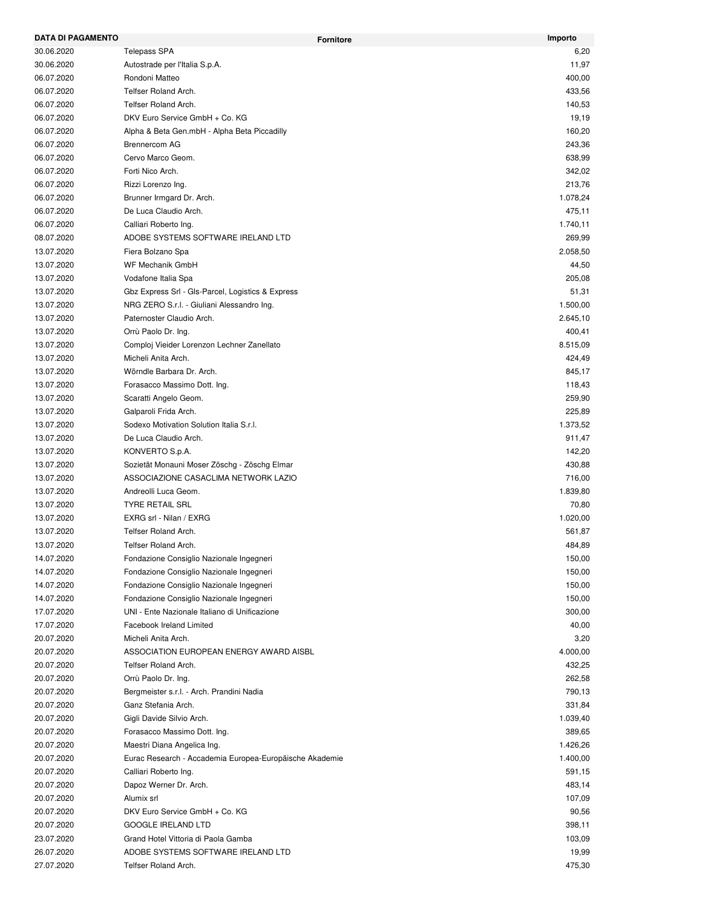| DATA DI PAGAMENTO | Fornitore | Importo |
|---|---|---|
| 30.06.2020 | Telepass SPA | 6,20 |
| 30.06.2020 | Autostrade per l'Italia S.p.A. | 11,97 |
| 06.07.2020 | Rondoni Matteo | 400,00 |
| 06.07.2020 | Telfser Roland Arch. | 433,56 |
| 06.07.2020 | Telfser Roland Arch. | 140,53 |
| 06.07.2020 | DKV Euro Service GmbH + Co. KG | 19,19 |
| 06.07.2020 | Alpha & Beta Gen.mbH - Alpha Beta Piccadilly | 160,20 |
| 06.07.2020 | Brennercom AG | 243,36 |
| 06.07.2020 | Cervo Marco Geom. | 638,99 |
| 06.07.2020 | Forti Nico Arch. | 342,02 |
| 06.07.2020 | Rizzi Lorenzo Ing. | 213,76 |
| 06.07.2020 | Brunner Irmgard Dr. Arch. | 1.078,24 |
| 06.07.2020 | De Luca Claudio Arch. | 475,11 |
| 06.07.2020 | Calliari Roberto Ing. | 1.740,11 |
| 08.07.2020 | ADOBE SYSTEMS SOFTWARE IRELAND LTD | 269,99 |
| 13.07.2020 | Fiera Bolzano Spa | 2.058,50 |
| 13.07.2020 | WF Mechanik GmbH | 44,50 |
| 13.07.2020 | Vodafone Italia Spa | 205,08 |
| 13.07.2020 | Gbz Express Srl - Gls-Parcel, Logistics & Express | 51,31 |
| 13.07.2020 | NRG ZERO S.r.l. - Giuliani Alessandro Ing. | 1.500,00 |
| 13.07.2020 | Paternoster Claudio Arch. | 2.645,10 |
| 13.07.2020 | Orrù Paolo Dr. Ing. | 400,41 |
| 13.07.2020 | Comploj Vieider Lorenzon Lechner Zanellato | 8.515,09 |
| 13.07.2020 | Micheli Anita Arch. | 424,49 |
| 13.07.2020 | Wörndle Barbara Dr. Arch. | 845,17 |
| 13.07.2020 | Forasacco Massimo Dott. Ing. | 118,43 |
| 13.07.2020 | Scaratti Angelo Geom. | 259,90 |
| 13.07.2020 | Galparoli Frida Arch. | 225,89 |
| 13.07.2020 | Sodexo Motivation Solution Italia S.r.l. | 1.373,52 |
| 13.07.2020 | De Luca Claudio Arch. | 911,47 |
| 13.07.2020 | KONVERTO S.p.A. | 142,20 |
| 13.07.2020 | Sozietät Monauni Moser Zöschg - Zöschg Elmar | 430,88 |
| 13.07.2020 | ASSOCIAZIONE CASACLIMA NETWORK LAZIO | 716,00 |
| 13.07.2020 | Andreolli Luca Geom. | 1.839,80 |
| 13.07.2020 | TYRE RETAIL SRL | 70,80 |
| 13.07.2020 | EXRG srl - Nilan / EXRG | 1.020,00 |
| 13.07.2020 | Telfser Roland Arch. | 561,87 |
| 13.07.2020 | Telfser Roland Arch. | 484,89 |
| 14.07.2020 | Fondazione Consiglio Nazionale Ingegneri | 150,00 |
| 14.07.2020 | Fondazione Consiglio Nazionale Ingegneri | 150,00 |
| 14.07.2020 | Fondazione Consiglio Nazionale Ingegneri | 150,00 |
| 14.07.2020 | Fondazione Consiglio Nazionale Ingegneri | 150,00 |
| 17.07.2020 | UNI - Ente Nazionale Italiano di Unificazione | 300,00 |
| 17.07.2020 | Facebook Ireland Limited | 40,00 |
| 20.07.2020 | Micheli Anita Arch. | 3,20 |
| 20.07.2020 | ASSOCIATION EUROPEAN ENERGY AWARD AISBL | 4.000,00 |
| 20.07.2020 | Telfser Roland Arch. | 432,25 |
| 20.07.2020 | Orrù Paolo Dr. Ing. | 262,58 |
| 20.07.2020 | Bergmeister s.r.l. - Arch. Prandini Nadia | 790,13 |
| 20.07.2020 | Ganz Stefania Arch. | 331,84 |
| 20.07.2020 | Gigli Davide Silvio Arch. | 1.039,40 |
| 20.07.2020 | Forasacco Massimo Dott. Ing. | 389,65 |
| 20.07.2020 | Maestri Diana Angelica Ing. | 1.426,26 |
| 20.07.2020 | Eurac Research - Accademia Europea-Europäische Akademie | 1.400,00 |
| 20.07.2020 | Calliari Roberto Ing. | 591,15 |
| 20.07.2020 | Dapoz Werner Dr. Arch. | 483,14 |
| 20.07.2020 | Alumix srl | 107,09 |
| 20.07.2020 | DKV Euro Service GmbH + Co. KG | 90,56 |
| 20.07.2020 | GOOGLE IRELAND LTD | 398,11 |
| 23.07.2020 | Grand Hotel Vittoria di Paola Gamba | 103,09 |
| 26.07.2020 | ADOBE SYSTEMS SOFTWARE IRELAND LTD | 19,99 |
| 27.07.2020 | Telfser Roland Arch. | 475,30 |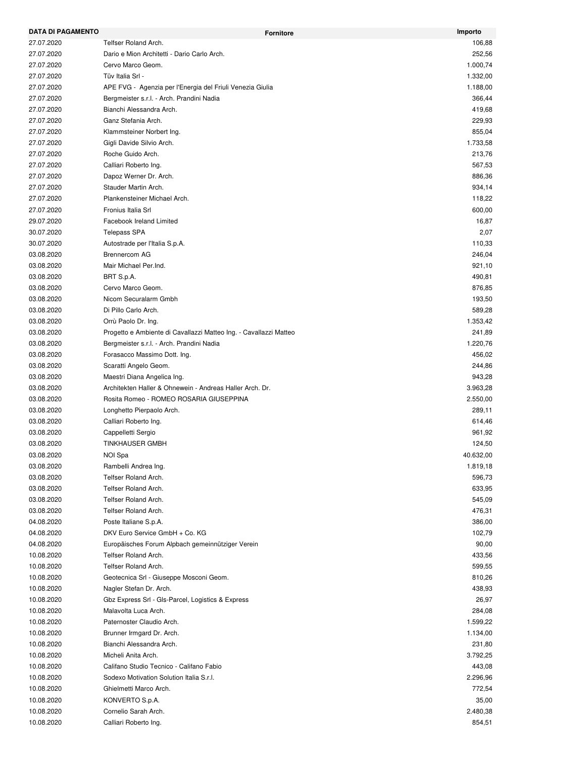| DATA DI PAGAMENTO | Fornitore | Importo |
|---|---|---|
| 27.07.2020 | Telfser Roland Arch. | 106,88 |
| 27.07.2020 | Dario e Mion Architetti - Dario Carlo Arch. | 252,56 |
| 27.07.2020 | Cervo Marco Geom. | 1.000,74 |
| 27.07.2020 | Tüv Italia Srl - | 1.332,00 |
| 27.07.2020 | APE FVG -  Agenzia per l'Energia del Friuli Venezia Giulia | 1.188,00 |
| 27.07.2020 | Bergmeister s.r.l. - Arch. Prandini Nadia | 366,44 |
| 27.07.2020 | Bianchi Alessandra Arch. | 419,68 |
| 27.07.2020 | Ganz Stefania Arch. | 229,93 |
| 27.07.2020 | Klammsteiner Norbert Ing. | 855,04 |
| 27.07.2020 | Gigli Davide Silvio Arch. | 1.733,58 |
| 27.07.2020 | Roche Guido Arch. | 213,76 |
| 27.07.2020 | Calliari Roberto Ing. | 567,53 |
| 27.07.2020 | Dapoz Werner Dr. Arch. | 886,36 |
| 27.07.2020 | Stauder Martin Arch. | 934,14 |
| 27.07.2020 | Plankensteiner Michael Arch. | 118,22 |
| 27.07.2020 | Fronius Italia Srl | 600,00 |
| 29.07.2020 | Facebook Ireland Limited | 16,87 |
| 30.07.2020 | Telepass SPA | 2,07 |
| 30.07.2020 | Autostrade per l'Italia S.p.A. | 110,33 |
| 03.08.2020 | Brennercom AG | 246,04 |
| 03.08.2020 | Mair Michael Per.Ind. | 921,10 |
| 03.08.2020 | BRT S.p.A. | 490,81 |
| 03.08.2020 | Cervo Marco Geom. | 876,85 |
| 03.08.2020 | Nicom Securalarm Gmbh | 193,50 |
| 03.08.2020 | Di Pillo Carlo Arch. | 589,28 |
| 03.08.2020 | Orrù Paolo Dr. Ing. | 1.353,42 |
| 03.08.2020 | Progetto e Ambiente di Cavallazzi Matteo Ing. - Cavallazzi Matteo | 241,89 |
| 03.08.2020 | Bergmeister s.r.l. - Arch. Prandini Nadia | 1.220,76 |
| 03.08.2020 | Forasacco Massimo Dott. Ing. | 456,02 |
| 03.08.2020 | Scaratti Angelo Geom. | 244,86 |
| 03.08.2020 | Maestri Diana Angelica Ing. | 943,28 |
| 03.08.2020 | Architekten Haller & Ohnewein - Andreas Haller Arch. Dr. | 3.963,28 |
| 03.08.2020 | Rosita Romeo - ROMEO ROSARIA GIUSEPPINA | 2.550,00 |
| 03.08.2020 | Longhetto Pierpaolo Arch. | 289,11 |
| 03.08.2020 | Calliari Roberto Ing. | 614,46 |
| 03.08.2020 | Cappelletti Sergio | 961,92 |
| 03.08.2020 | TINKHAUSER GMBH | 124,50 |
| 03.08.2020 | NOI Spa | 40.632,00 |
| 03.08.2020 | Rambelli Andrea Ing. | 1.819,18 |
| 03.08.2020 | Telfser Roland Arch. | 596,73 |
| 03.08.2020 | Telfser Roland Arch. | 633,95 |
| 03.08.2020 | Telfser Roland Arch. | 545,09 |
| 03.08.2020 | Telfser Roland Arch. | 476,31 |
| 04.08.2020 | Poste Italiane S.p.A. | 386,00 |
| 04.08.2020 | DKV Euro Service GmbH + Co. KG | 102,79 |
| 04.08.2020 | Europäisches Forum Alpbach gemeinnütziger Verein | 90,00 |
| 10.08.2020 | Telfser Roland Arch. | 433,56 |
| 10.08.2020 | Telfser Roland Arch. | 599,55 |
| 10.08.2020 | Geotecnica Srl - Giuseppe Mosconi Geom. | 810,26 |
| 10.08.2020 | Nagler Stefan Dr. Arch. | 438,93 |
| 10.08.2020 | Gbz Express Srl - Gls-Parcel, Logistics & Express | 26,97 |
| 10.08.2020 | Malavolta Luca Arch. | 284,08 |
| 10.08.2020 | Paternoster Claudio Arch. | 1.599,22 |
| 10.08.2020 | Brunner Irmgard Dr. Arch. | 1.134,00 |
| 10.08.2020 | Bianchi Alessandra Arch. | 231,80 |
| 10.08.2020 | Micheli Anita Arch. | 3.792,25 |
| 10.08.2020 | Califano Studio Tecnico - Califano Fabio | 443,08 |
| 10.08.2020 | Sodexo Motivation Solution Italia S.r.l. | 2.296,96 |
| 10.08.2020 | Ghielmetti Marco Arch. | 772,54 |
| 10.08.2020 | KONVERTO S.p.A. | 35,00 |
| 10.08.2020 | Cornelio Sarah Arch. | 2.480,38 |
| 10.08.2020 | Calliari Roberto Ing. | 854,51 |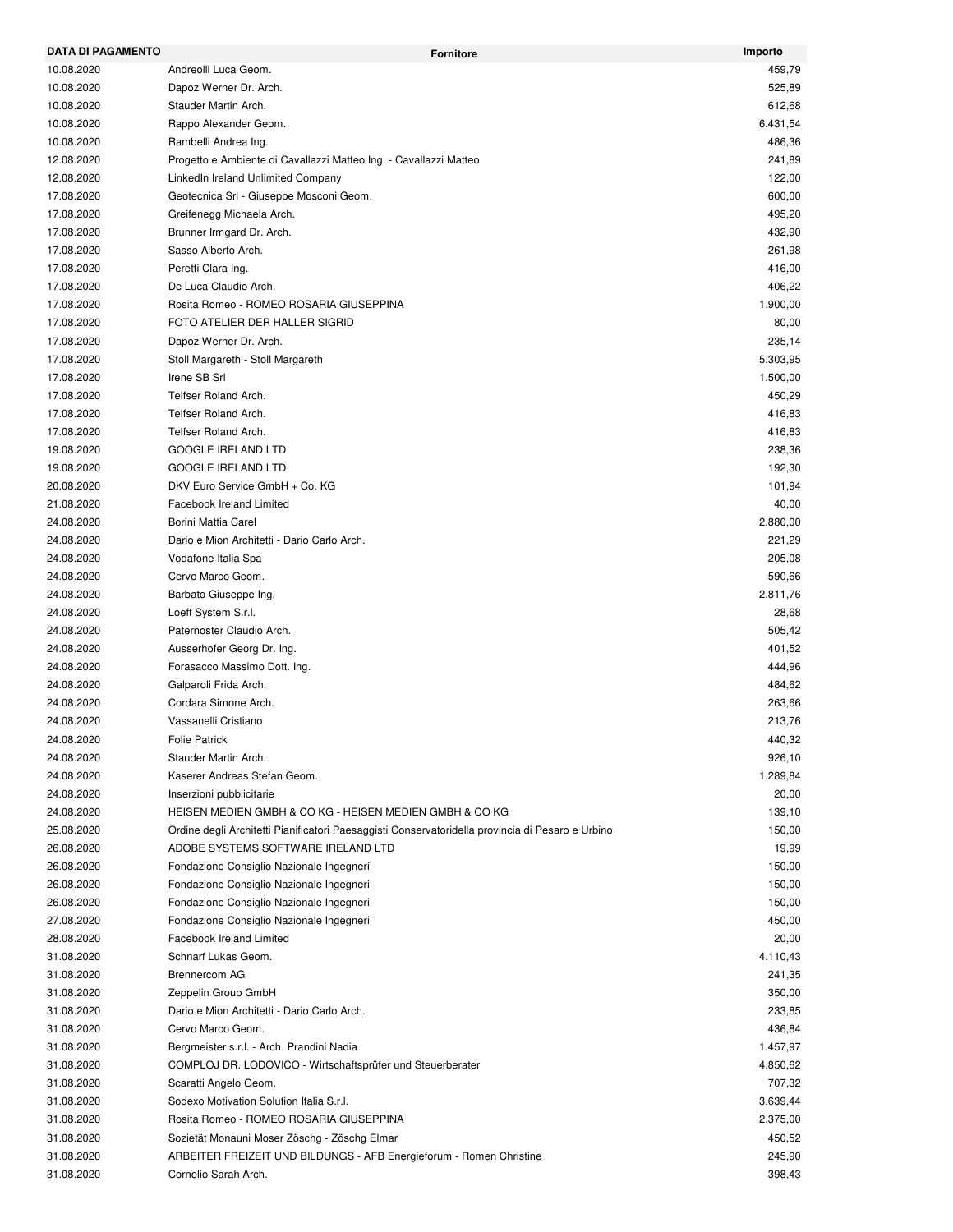| DATA DI PAGAMENTO | Fornitore | Importo |
|---|---|---|
| 10.08.2020 | Andreolli Luca Geom. | 459,79 |
| 10.08.2020 | Dapoz Werner Dr. Arch. | 525,89 |
| 10.08.2020 | Stauder Martin Arch. | 612,68 |
| 10.08.2020 | Rappo Alexander Geom. | 6.431,54 |
| 10.08.2020 | Rambelli Andrea Ing. | 486,36 |
| 12.08.2020 | Progetto e Ambiente di Cavallazzi Matteo Ing. - Cavallazzi Matteo | 241,89 |
| 12.08.2020 | LinkedIn Ireland Unlimited Company | 122,00 |
| 17.08.2020 | Geotecnica Srl - Giuseppe Mosconi Geom. | 600,00 |
| 17.08.2020 | Greifenegg Michaela Arch. | 495,20 |
| 17.08.2020 | Brunner Irmgard Dr. Arch. | 432,90 |
| 17.08.2020 | Sasso Alberto Arch. | 261,98 |
| 17.08.2020 | Peretti Clara Ing. | 416,00 |
| 17.08.2020 | De Luca Claudio Arch. | 406,22 |
| 17.08.2020 | Rosita Romeo - ROMEO ROSARIA GIUSEPPINA | 1.900,00 |
| 17.08.2020 | FOTO ATELIER DER HALLER SIGRID | 80,00 |
| 17.08.2020 | Dapoz Werner Dr. Arch. | 235,14 |
| 17.08.2020 | Stoll Margareth - Stoll Margareth | 5.303,95 |
| 17.08.2020 | Irene SB Srl | 1.500,00 |
| 17.08.2020 | Telfser Roland Arch. | 450,29 |
| 17.08.2020 | Telfser Roland Arch. | 416,83 |
| 17.08.2020 | Telfser Roland Arch. | 416,83 |
| 19.08.2020 | GOOGLE IRELAND LTD | 238,36 |
| 19.08.2020 | GOOGLE IRELAND LTD | 192,30 |
| 20.08.2020 | DKV Euro Service GmbH + Co. KG | 101,94 |
| 21.08.2020 | Facebook Ireland Limited | 40,00 |
| 24.08.2020 | Borini Mattia Carel | 2.880,00 |
| 24.08.2020 | Dario e Mion Architetti - Dario Carlo Arch. | 221,29 |
| 24.08.2020 | Vodafone Italia Spa | 205,08 |
| 24.08.2020 | Cervo Marco Geom. | 590,66 |
| 24.08.2020 | Barbato Giuseppe Ing. | 2.811,76 |
| 24.08.2020 | Loeff System S.r.l. | 28,68 |
| 24.08.2020 | Paternoster Claudio Arch. | 505,42 |
| 24.08.2020 | Ausserhofer Georg Dr. Ing. | 401,52 |
| 24.08.2020 | Forasacco Massimo Dott. Ing. | 444,96 |
| 24.08.2020 | Galparoli Frida Arch. | 484,62 |
| 24.08.2020 | Cordara Simone Arch. | 263,66 |
| 24.08.2020 | Vassanelli Cristiano | 213,76 |
| 24.08.2020 | Folie Patrick | 440,32 |
| 24.08.2020 | Stauder Martin Arch. | 926,10 |
| 24.08.2020 | Kaserer Andreas Stefan Geom. | 1.289,84 |
| 24.08.2020 | Inserzioni pubblicitarie | 20,00 |
| 24.08.2020 | HEISEN MEDIEN GMBH & CO KG - HEISEN MEDIEN GMBH & CO KG | 139,10 |
| 25.08.2020 | Ordine degli Architetti Pianificatori Paesaggisti Conservatoridella provincia di Pesaro e Urbino | 150,00 |
| 26.08.2020 | ADOBE SYSTEMS SOFTWARE IRELAND LTD | 19,99 |
| 26.08.2020 | Fondazione Consiglio Nazionale Ingegneri | 150,00 |
| 26.08.2020 | Fondazione Consiglio Nazionale Ingegneri | 150,00 |
| 26.08.2020 | Fondazione Consiglio Nazionale Ingegneri | 150,00 |
| 27.08.2020 | Fondazione Consiglio Nazionale Ingegneri | 450,00 |
| 28.08.2020 | Facebook Ireland Limited | 20,00 |
| 31.08.2020 | Schnarf Lukas Geom. | 4.110,43 |
| 31.08.2020 | Brennercom AG | 241,35 |
| 31.08.2020 | Zeppelin Group GmbH | 350,00 |
| 31.08.2020 | Dario e Mion Architetti - Dario Carlo Arch. | 233,85 |
| 31.08.2020 | Cervo Marco Geom. | 436,84 |
| 31.08.2020 | Bergmeister s.r.l. - Arch. Prandini Nadia | 1.457,97 |
| 31.08.2020 | COMPLOJ DR. LODOVICO - Wirtschaftsprüfer und Steuerberater | 4.850,62 |
| 31.08.2020 | Scaratti Angelo Geom. | 707,32 |
| 31.08.2020 | Sodexo Motivation Solution Italia S.r.l. | 3.639,44 |
| 31.08.2020 | Rosita Romeo - ROMEO ROSARIA GIUSEPPINA | 2.375,00 |
| 31.08.2020 | Sozietät Monauni Moser Zöschg - Zöschg Elmar | 450,52 |
| 31.08.2020 | ARBEITER FREIZEIT UND BILDUNGS - AFB Energieforum - Romen Christine | 245,90 |
| 31.08.2020 | Cornelio Sarah Arch. | 398,43 |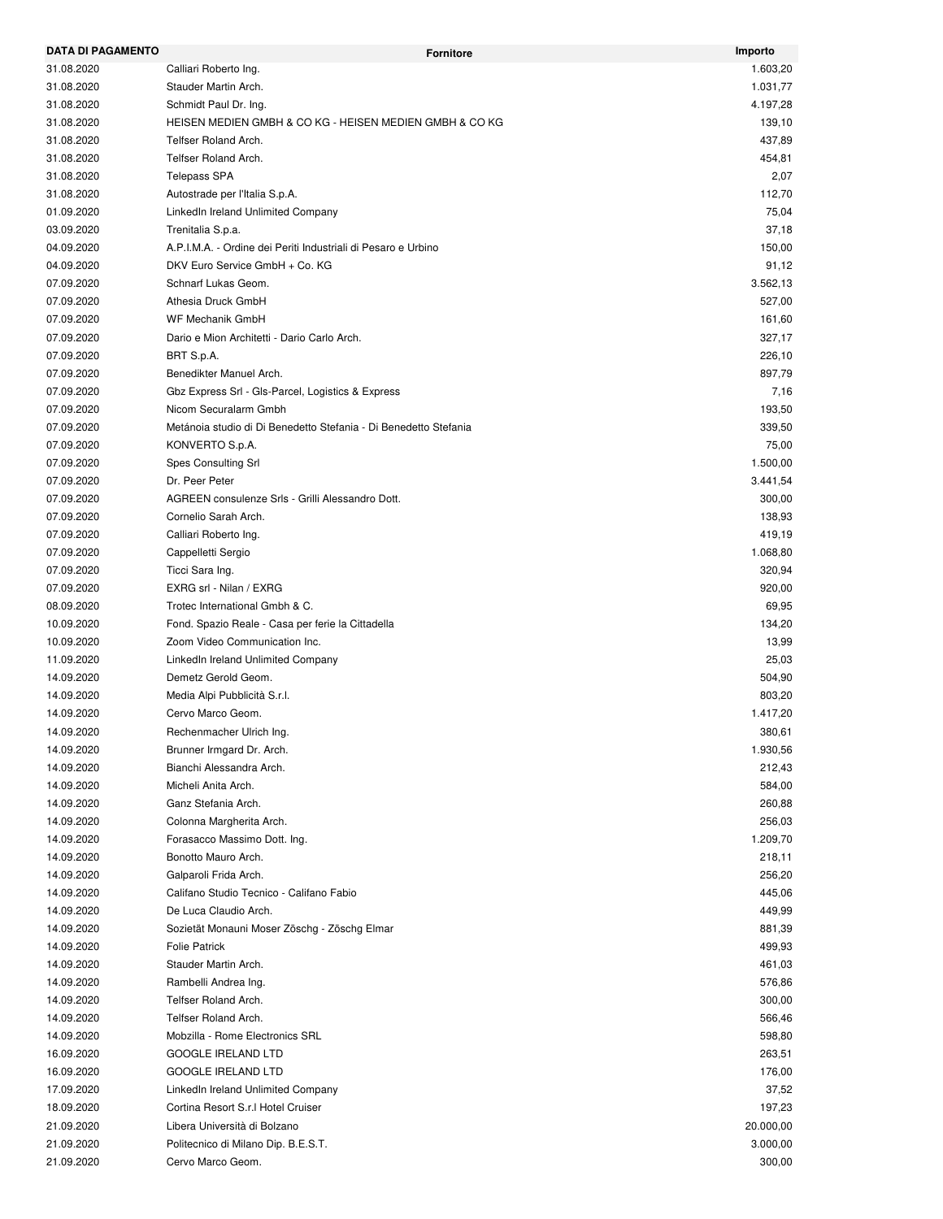| DATA DI PAGAMENTO | Fornitore | Importo |
|---|---|---|
| 31.08.2020 | Calliari Roberto Ing. | 1.603,20 |
| 31.08.2020 | Stauder Martin Arch. | 1.031,77 |
| 31.08.2020 | Schmidt Paul Dr. Ing. | 4.197,28 |
| 31.08.2020 | HEISEN MEDIEN GMBH & CO KG - HEISEN MEDIEN GMBH & CO KG | 139,10 |
| 31.08.2020 | Telfser Roland Arch. | 437,89 |
| 31.08.2020 | Telfser Roland Arch. | 454,81 |
| 31.08.2020 | Telepass SPA | 2,07 |
| 31.08.2020 | Autostrade per l'Italia S.p.A. | 112,70 |
| 01.09.2020 | LinkedIn Ireland Unlimited Company | 75,04 |
| 03.09.2020 | Trenitalia S.p.a. | 37,18 |
| 04.09.2020 | A.P.I.M.A. - Ordine dei Periti Industriali di Pesaro e Urbino | 150,00 |
| 04.09.2020 | DKV Euro Service GmbH + Co. KG | 91,12 |
| 07.09.2020 | Schnarf Lukas Geom. | 3.562,13 |
| 07.09.2020 | Athesia Druck GmbH | 527,00 |
| 07.09.2020 | WF Mechanik GmbH | 161,60 |
| 07.09.2020 | Dario e Mion Architetti - Dario Carlo Arch. | 327,17 |
| 07.09.2020 | BRT S.p.A. | 226,10 |
| 07.09.2020 | Benedikter Manuel Arch. | 897,79 |
| 07.09.2020 | Gbz Express Srl - Gls-Parcel, Logistics & Express | 7,16 |
| 07.09.2020 | Nicom Securalarm Gmbh | 193,50 |
| 07.09.2020 | Metánoia studio di Di Benedetto Stefania - Di Benedetto Stefania | 339,50 |
| 07.09.2020 | KONVERTO S.p.A. | 75,00 |
| 07.09.2020 | Spes Consulting Srl | 1.500,00 |
| 07.09.2020 | Dr. Peer Peter | 3.441,54 |
| 07.09.2020 | AGREEN consulenze Srls - Grilli Alessandro Dott. | 300,00 |
| 07.09.2020 | Cornelio Sarah Arch. | 138,93 |
| 07.09.2020 | Calliari Roberto Ing. | 419,19 |
| 07.09.2020 | Cappelletti Sergio | 1.068,80 |
| 07.09.2020 | Ticci Sara Ing. | 320,94 |
| 07.09.2020 | EXRG srl - Nilan / EXRG | 920,00 |
| 08.09.2020 | Trotec International Gmbh & C. | 69,95 |
| 10.09.2020 | Fond. Spazio Reale - Casa per ferie la Cittadella | 134,20 |
| 10.09.2020 | Zoom Video Communication Inc. | 13,99 |
| 11.09.2020 | LinkedIn Ireland Unlimited Company | 25,03 |
| 14.09.2020 | Demetz Gerold Geom. | 504,90 |
| 14.09.2020 | Media Alpi Pubblicità S.r.l. | 803,20 |
| 14.09.2020 | Cervo Marco Geom. | 1.417,20 |
| 14.09.2020 | Rechenmacher Ulrich Ing. | 380,61 |
| 14.09.2020 | Brunner Irmgard Dr. Arch. | 1.930,56 |
| 14.09.2020 | Bianchi Alessandra Arch. | 212,43 |
| 14.09.2020 | Micheli Anita Arch. | 584,00 |
| 14.09.2020 | Ganz Stefania Arch. | 260,88 |
| 14.09.2020 | Colonna Margherita Arch. | 256,03 |
| 14.09.2020 | Forasacco Massimo Dott. Ing. | 1.209,70 |
| 14.09.2020 | Bonotto Mauro Arch. | 218,11 |
| 14.09.2020 | Galparoli Frida Arch. | 256,20 |
| 14.09.2020 | Califano Studio Tecnico - Califano Fabio | 445,06 |
| 14.09.2020 | De Luca Claudio Arch. | 449,99 |
| 14.09.2020 | Sozietät Monauni Moser Zöschg - Zöschg Elmar | 881,39 |
| 14.09.2020 | Folie Patrick | 499,93 |
| 14.09.2020 | Stauder Martin Arch. | 461,03 |
| 14.09.2020 | Rambelli Andrea Ing. | 576,86 |
| 14.09.2020 | Telfser Roland Arch. | 300,00 |
| 14.09.2020 | Telfser Roland Arch. | 566,46 |
| 14.09.2020 | Mobzilla - Rome Electronics SRL | 598,80 |
| 16.09.2020 | GOOGLE IRELAND LTD | 263,51 |
| 16.09.2020 | GOOGLE IRELAND LTD | 176,00 |
| 17.09.2020 | LinkedIn Ireland Unlimited Company | 37,52 |
| 18.09.2020 | Cortina Resort S.r.l Hotel Cruiser | 197,23 |
| 21.09.2020 | Libera Università di Bolzano | 20.000,00 |
| 21.09.2020 | Politecnico di Milano Dip. B.E.S.T. | 3.000,00 |
| 21.09.2020 | Cervo Marco Geom. | 300,00 |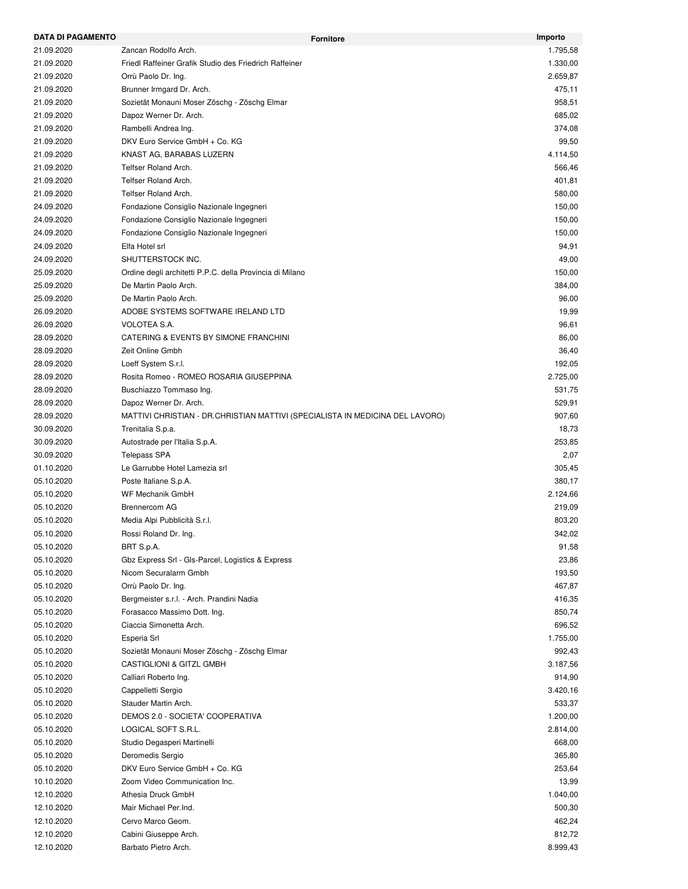| DATA DI PAGAMENTO | Fornitore | Importo |
|---|---|---|
| 21.09.2020 | Zancan Rodolfo Arch. | 1.795,58 |
| 21.09.2020 | Friedl Raffeiner Grafik Studio des Friedrich Raffeiner | 1.330,00 |
| 21.09.2020 | Orrù Paolo Dr. Ing. | 2.659,87 |
| 21.09.2020 | Brunner Irmgard Dr. Arch. | 475,11 |
| 21.09.2020 | Sozietät Monauni Moser Zöschg - Zöschg Elmar | 958,51 |
| 21.09.2020 | Dapoz Werner Dr. Arch. | 685,02 |
| 21.09.2020 | Rambelli Andrea Ing. | 374,08 |
| 21.09.2020 | DKV Euro Service GmbH + Co. KG | 99,50 |
| 21.09.2020 | KNAST AG, BARABAS LUZERN | 4.114,50 |
| 21.09.2020 | Telfser Roland Arch. | 566,46 |
| 21.09.2020 | Telfser Roland Arch. | 401,81 |
| 21.09.2020 | Telfser Roland Arch. | 580,00 |
| 24.09.2020 | Fondazione Consiglio Nazionale Ingegneri | 150,00 |
| 24.09.2020 | Fondazione Consiglio Nazionale Ingegneri | 150,00 |
| 24.09.2020 | Fondazione Consiglio Nazionale Ingegneri | 150,00 |
| 24.09.2020 | Elfa Hotel srl | 94,91 |
| 24.09.2020 | SHUTTERSTOCK INC. | 49,00 |
| 25.09.2020 | Ordine degli architetti P.P.C. della Provincia di Milano | 150,00 |
| 25.09.2020 | De Martin Paolo Arch. | 384,00 |
| 25.09.2020 | De Martin Paolo Arch. | 96,00 |
| 26.09.2020 | ADOBE SYSTEMS SOFTWARE IRELAND LTD | 19,99 |
| 26.09.2020 | VOLOTEA S.A. | 96,61 |
| 28.09.2020 | CATERING & EVENTS BY SIMONE FRANCHINI | 86,00 |
| 28.09.2020 | Zeit Online Gmbh | 36,40 |
| 28.09.2020 | Loeff System S.r.l. | 192,05 |
| 28.09.2020 | Rosita Romeo - ROMEO ROSARIA GIUSEPPINA | 2.725,00 |
| 28.09.2020 | Buschiazzo Tommaso Ing. | 531,75 |
| 28.09.2020 | Dapoz Werner Dr. Arch. | 529,91 |
| 28.09.2020 | MATTIVI CHRISTIAN - DR.CHRISTIAN MATTIVI (SPECIALISTA IN MEDICINA DEL LAVORO) | 907,60 |
| 30.09.2020 | Trenitalia S.p.a. | 18,73 |
| 30.09.2020 | Autostrade per l'Italia S.p.A. | 253,85 |
| 30.09.2020 | Telepass SPA | 2,07 |
| 01.10.2020 | Le Garrubbe Hotel Lamezia srl | 305,45 |
| 05.10.2020 | Poste Italiane S.p.A. | 380,17 |
| 05.10.2020 | WF Mechanik GmbH | 2.124,66 |
| 05.10.2020 | Brennercom AG | 219,09 |
| 05.10.2020 | Media Alpi Pubblicità S.r.l. | 803,20 |
| 05.10.2020 | Rossi Roland Dr. Ing. | 342,02 |
| 05.10.2020 | BRT S.p.A. | 91,58 |
| 05.10.2020 | Gbz Express Srl - Gls-Parcel, Logistics & Express | 23,86 |
| 05.10.2020 | Nicom Securalarm Gmbh | 193,50 |
| 05.10.2020 | Orrù Paolo Dr. Ing. | 467,87 |
| 05.10.2020 | Bergmeister s.r.l. - Arch. Prandini Nadia | 416,35 |
| 05.10.2020 | Forasacco Massimo Dott. Ing. | 850,74 |
| 05.10.2020 | Ciaccia Simonetta Arch. | 696,52 |
| 05.10.2020 | Esperia Srl | 1.755,00 |
| 05.10.2020 | Sozietät Monauni Moser Zöschg - Zöschg Elmar | 992,43 |
| 05.10.2020 | CASTIGLIONI & GITZL GMBH | 3.187,56 |
| 05.10.2020 | Calliari Roberto Ing. | 914,90 |
| 05.10.2020 | Cappelletti Sergio | 3.420,16 |
| 05.10.2020 | Stauder Martin Arch. | 533,37 |
| 05.10.2020 | DEMOS 2.0 - SOCIETA' COOPERATIVA | 1.200,00 |
| 05.10.2020 | LOGICAL SOFT S.R.L. | 2.814,00 |
| 05.10.2020 | Studio Degasperi Martinelli | 668,00 |
| 05.10.2020 | Deromedis Sergio | 365,80 |
| 05.10.2020 | DKV Euro Service GmbH + Co. KG | 253,64 |
| 10.10.2020 | Zoom Video Communication Inc. | 13,99 |
| 12.10.2020 | Athesia Druck GmbH | 1.040,00 |
| 12.10.2020 | Mair Michael Per.Ind. | 500,30 |
| 12.10.2020 | Cervo Marco Geom. | 462,24 |
| 12.10.2020 | Cabini Giuseppe Arch. | 812,72 |
| 12.10.2020 | Barbato Pietro Arch. | 8.999,43 |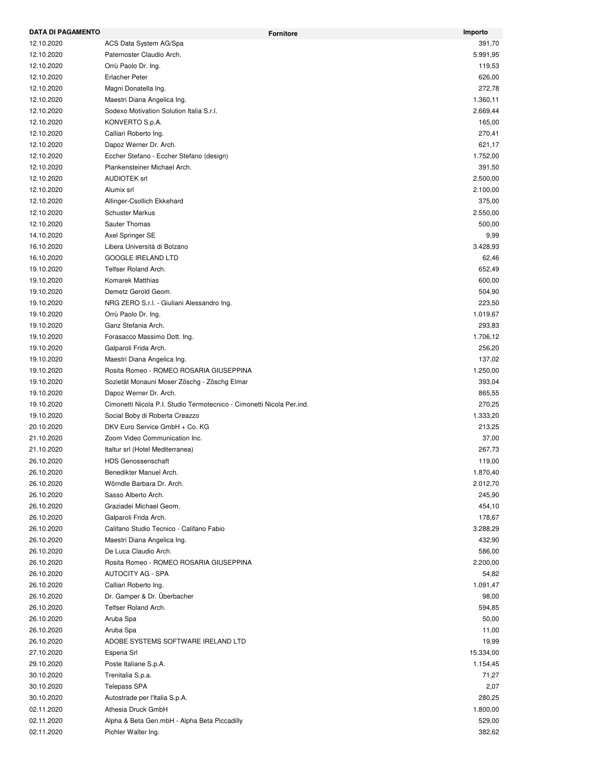| DATA DI PAGAMENTO | Fornitore | Importo |
|---|---|---|
| 12.10.2020 | ACS Data System AG/Spa | 391,70 |
| 12.10.2020 | Paternoster Claudio Arch. | 5.991,95 |
| 12.10.2020 | Orrù Paolo Dr. Ing. | 119,53 |
| 12.10.2020 | Erlacher Peter | 626,00 |
| 12.10.2020 | Magni Donatella Ing. | 272,78 |
| 12.10.2020 | Maestri Diana Angelica Ing. | 1.360,11 |
| 12.10.2020 | Sodexo Motivation Solution Italia S.r.l. | 2.669,44 |
| 12.10.2020 | KONVERTO S.p.A. | 165,00 |
| 12.10.2020 | Calliari Roberto Ing. | 270,41 |
| 12.10.2020 | Dapoz Werner Dr. Arch. | 621,17 |
| 12.10.2020 | Eccher Stefano - Eccher Stefano (design) | 1.752,00 |
| 12.10.2020 | Plankensteiner Michael Arch. | 391,50 |
| 12.10.2020 | AUDIOTEK srl | 2.500,00 |
| 12.10.2020 | Alumix srl | 2.100,00 |
| 12.10.2020 | Allinger-Csollich Ekkehard | 375,00 |
| 12.10.2020 | Schuster Markus | 2.550,00 |
| 12.10.2020 | Sauter Thomas | 500,00 |
| 14.10.2020 | Axel Springer SE | 9,99 |
| 16.10.2020 | Libera Università di Bolzano | 3.428,93 |
| 16.10.2020 | GOOGLE IRELAND LTD | 62,46 |
| 19.10.2020 | Telfser Roland Arch. | 652,49 |
| 19.10.2020 | Komarek Matthias | 600,00 |
| 19.10.2020 | Demetz Gerold Geom. | 504,90 |
| 19.10.2020 | NRG ZERO S.r.l. - Giuliani Alessandro Ing. | 223,50 |
| 19.10.2020 | Orrù Paolo Dr. Ing. | 1.019,67 |
| 19.10.2020 | Ganz Stefania Arch. | 293,83 |
| 19.10.2020 | Forasacco Massimo Dott. Ing. | 1.706,12 |
| 19.10.2020 | Galparoli Frida Arch. | 256,20 |
| 19.10.2020 | Maestri Diana Angelica Ing. | 137,02 |
| 19.10.2020 | Rosita Romeo - ROMEO ROSARIA GIUSEPPINA | 1.250,00 |
| 19.10.2020 | Sozietät Monauni Moser Zöschg - Zöschg Elmar | 393,04 |
| 19.10.2020 | Dapoz Werner Dr. Arch. | 865,55 |
| 19.10.2020 | Cimonetti Nicola P.I. Studio Termotecnico - Cimonetti Nicola Per.ind. | 270,25 |
| 19.10.2020 | Social Boby di Roberta Creazzo | 1.333,20 |
| 20.10.2020 | DKV Euro Service GmbH + Co. KG | 213,25 |
| 21.10.2020 | Zoom Video Communication Inc. | 37,00 |
| 21.10.2020 | Italtur srl (Hotel Mediterranea) | 267,73 |
| 26.10.2020 | HDS Genossenschaft | 119,00 |
| 26.10.2020 | Benedikter Manuel Arch. | 1.870,40 |
| 26.10.2020 | Wörndle Barbara Dr. Arch. | 2.012,70 |
| 26.10.2020 | Sasso Alberto Arch. | 245,90 |
| 26.10.2020 | Graziadei Michael Geom. | 454,10 |
| 26.10.2020 | Galparoli Frida Arch. | 178,67 |
| 26.10.2020 | Califano Studio Tecnico - Califano Fabio | 3.288,29 |
| 26.10.2020 | Maestri Diana Angelica Ing. | 432,90 |
| 26.10.2020 | De Luca Claudio Arch. | 586,00 |
| 26.10.2020 | Rosita Romeo - ROMEO ROSARIA GIUSEPPINA | 2.200,00 |
| 26.10.2020 | AUTOCITY AG - SPA | 54,82 |
| 26.10.2020 | Calliari Roberto Ing. | 1.091,47 |
| 26.10.2020 | Dr. Gamper & Dr. Überbacher | 98,00 |
| 26.10.2020 | Telfser Roland Arch. | 594,85 |
| 26.10.2020 | Aruba Spa | 50,00 |
| 26.10.2020 | Aruba Spa | 11,00 |
| 26.10.2020 | ADOBE SYSTEMS SOFTWARE IRELAND LTD | 19,99 |
| 27.10.2020 | Esperia Srl | 15.334,00 |
| 29.10.2020 | Poste Italiane S.p.A. | 1.154,45 |
| 30.10.2020 | Trenitalia S.p.a. | 71,27 |
| 30.10.2020 | Telepass SPA | 2,07 |
| 30.10.2020 | Autostrade per l'Italia S.p.A. | 280,25 |
| 02.11.2020 | Athesia Druck GmbH | 1.800,00 |
| 02.11.2020 | Alpha & Beta Gen.mbH - Alpha Beta Piccadilly | 529,00 |
| 02.11.2020 | Pichler Walter Ing. | 382,62 |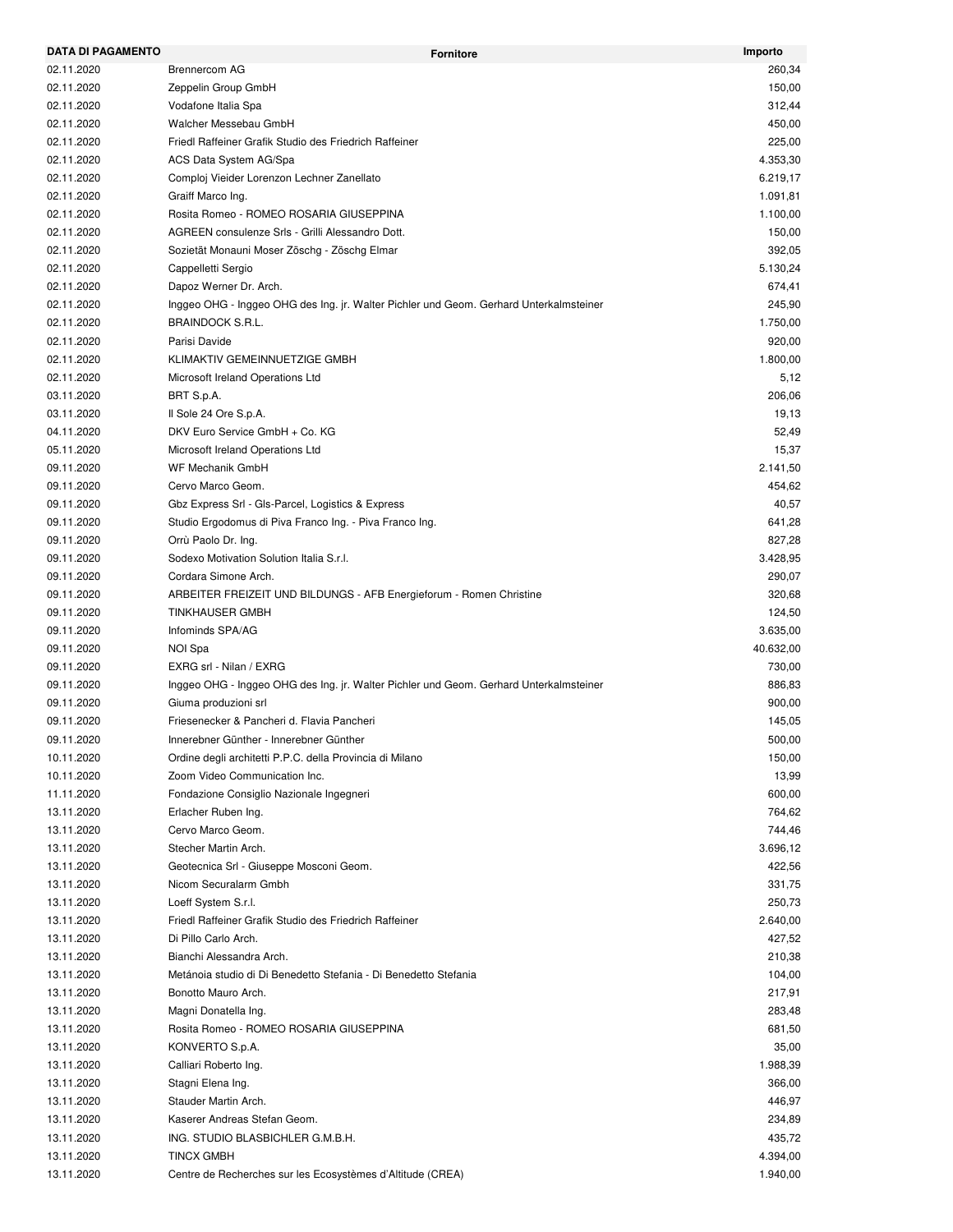| DATA DI PAGAMENTO | Fornitore | Importo |
|---|---|---|
| 02.11.2020 | Brennercom AG | 260,34 |
| 02.11.2020 | Zeppelin Group GmbH | 150,00 |
| 02.11.2020 | Vodafone Italia Spa | 312,44 |
| 02.11.2020 | Walcher Messebau GmbH | 450,00 |
| 02.11.2020 | Friedl Raffeiner Grafik Studio des Friedrich Raffeiner | 225,00 |
| 02.11.2020 | ACS Data System AG/Spa | 4.353,30 |
| 02.11.2020 | Comploj Vieider Lorenzon Lechner Zanellato | 6.219,17 |
| 02.11.2020 | Graiff Marco Ing. | 1.091,81 |
| 02.11.2020 | Rosita Romeo - ROMEO ROSARIA GIUSEPPINA | 1.100,00 |
| 02.11.2020 | AGREEN consulenze Srls - Grilli Alessandro Dott. | 150,00 |
| 02.11.2020 | Sozietät Monauni Moser Zöschg - Zöschg Elmar | 392,05 |
| 02.11.2020 | Cappelletti Sergio | 5.130,24 |
| 02.11.2020 | Dapoz Werner Dr. Arch. | 674,41 |
| 02.11.2020 | Inggeo OHG - Inggeo OHG des Ing. jr. Walter Pichler und Geom. Gerhard Unterkalmsteiner | 245,90 |
| 02.11.2020 | BRAINDOCK S.R.L. | 1.750,00 |
| 02.11.2020 | Parisi Davide | 920,00 |
| 02.11.2020 | KLIMAKTIV GEMEINNUETZIGE GMBH | 1.800,00 |
| 02.11.2020 | Microsoft Ireland Operations Ltd | 5,12 |
| 03.11.2020 | BRT S.p.A. | 206,06 |
| 03.11.2020 | Il Sole 24 Ore S.p.A. | 19,13 |
| 04.11.2020 | DKV Euro Service GmbH + Co. KG | 52,49 |
| 05.11.2020 | Microsoft Ireland Operations Ltd | 15,37 |
| 09.11.2020 | WF Mechanik GmbH | 2.141,50 |
| 09.11.2020 | Cervo Marco Geom. | 454,62 |
| 09.11.2020 | Gbz Express Srl - Gls-Parcel, Logistics & Express | 40,57 |
| 09.11.2020 | Studio Ergodomus di Piva Franco Ing. - Piva Franco Ing. | 641,28 |
| 09.11.2020 | Orrù Paolo Dr. Ing. | 827,28 |
| 09.11.2020 | Sodexo Motivation Solution Italia S.r.l. | 3.428,95 |
| 09.11.2020 | Cordara Simone Arch. | 290,07 |
| 09.11.2020 | ARBEITER FREIZEIT UND BILDUNGS - AFB Energieforum - Romen Christine | 320,68 |
| 09.11.2020 | TINKHAUSER GMBH | 124,50 |
| 09.11.2020 | Infominds SPA/AG | 3.635,00 |
| 09.11.2020 | NOI Spa | 40.632,00 |
| 09.11.2020 | EXRG srl - Nilan / EXRG | 730,00 |
| 09.11.2020 | Inggeo OHG - Inggeo OHG des Ing. jr. Walter Pichler und Geom. Gerhard Unterkalmsteiner | 886,83 |
| 09.11.2020 | Giuma produzioni srl | 900,00 |
| 09.11.2020 | Friesenecker & Pancheri d. Flavia Pancheri | 145,05 |
| 09.11.2020 | Innerebner Günther - Innerebner Günther | 500,00 |
| 10.11.2020 | Ordine degli architetti P.P.C. della Provincia di Milano | 150,00 |
| 10.11.2020 | Zoom Video Communication Inc. | 13,99 |
| 11.11.2020 | Fondazione Consiglio Nazionale Ingegneri | 600,00 |
| 13.11.2020 | Erlacher Ruben Ing. | 764,62 |
| 13.11.2020 | Cervo Marco Geom. | 744,46 |
| 13.11.2020 | Stecher Martin Arch. | 3.696,12 |
| 13.11.2020 | Geotecnica Srl - Giuseppe Mosconi Geom. | 422,56 |
| 13.11.2020 | Nicom Securalarm Gmbh | 331,75 |
| 13.11.2020 | Loeff System S.r.l. | 250,73 |
| 13.11.2020 | Friedl Raffeiner Grafik Studio des Friedrich Raffeiner | 2.640,00 |
| 13.11.2020 | Di Pillo Carlo Arch. | 427,52 |
| 13.11.2020 | Bianchi Alessandra Arch. | 210,38 |
| 13.11.2020 | Metánoia studio di Di Benedetto Stefania - Di Benedetto Stefania | 104,00 |
| 13.11.2020 | Bonotto Mauro Arch. | 217,91 |
| 13.11.2020 | Magni Donatella Ing. | 283,48 |
| 13.11.2020 | Rosita Romeo - ROMEO ROSARIA GIUSEPPINA | 681,50 |
| 13.11.2020 | KONVERTO S.p.A. | 35,00 |
| 13.11.2020 | Calliari Roberto Ing. | 1.988,39 |
| 13.11.2020 | Stagni Elena Ing. | 366,00 |
| 13.11.2020 | Stauder Martin Arch. | 446,97 |
| 13.11.2020 | Kaserer Andreas Stefan Geom. | 234,89 |
| 13.11.2020 | ING. STUDIO BLASBICHLER G.M.B.H. | 435,72 |
| 13.11.2020 | TINCX GMBH | 4.394,00 |
| 13.11.2020 | Centre de Recherches sur les Ecosystèmes d'Altitude (CREA) | 1.940,00 |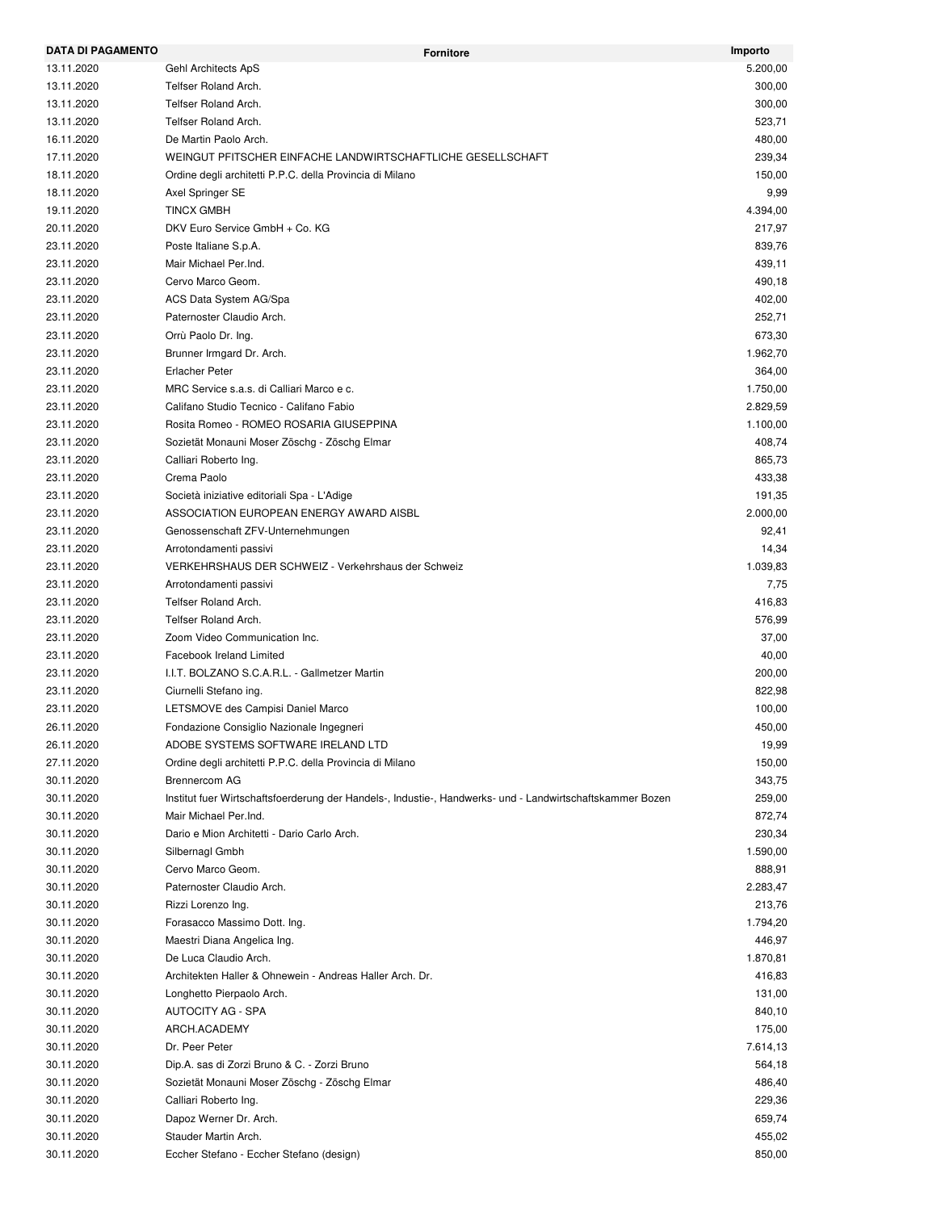| DATA DI PAGAMENTO | Fornitore | Importo |
|---|---|---|
| 13.11.2020 | Gehl Architects ApS | 5.200,00 |
| 13.11.2020 | Telfser Roland Arch. | 300,00 |
| 13.11.2020 | Telfser Roland Arch. | 300,00 |
| 13.11.2020 | Telfser Roland Arch. | 523,71 |
| 16.11.2020 | De Martin Paolo Arch. | 480,00 |
| 17.11.2020 | WEINGUT PFITSCHER EINFACHE LANDWIRTSCHAFTLICHE GESELLSCHAFT | 239,34 |
| 18.11.2020 | Ordine degli architetti P.P.C. della Provincia di Milano | 150,00 |
| 18.11.2020 | Axel Springer SE | 9,99 |
| 19.11.2020 | TINCX GMBH | 4.394,00 |
| 20.11.2020 | DKV Euro Service GmbH + Co. KG | 217,97 |
| 23.11.2020 | Poste Italiane S.p.A. | 839,76 |
| 23.11.2020 | Mair Michael Per.Ind. | 439,11 |
| 23.11.2020 | Cervo Marco Geom. | 490,18 |
| 23.11.2020 | ACS Data System AG/Spa | 402,00 |
| 23.11.2020 | Paternoster Claudio Arch. | 252,71 |
| 23.11.2020 | Orrù Paolo Dr. Ing. | 673,30 |
| 23.11.2020 | Brunner Irmgard Dr. Arch. | 1.962,70 |
| 23.11.2020 | Erlacher Peter | 364,00 |
| 23.11.2020 | MRC Service s.a.s. di Calliari Marco e c. | 1.750,00 |
| 23.11.2020 | Califano Studio Tecnico - Califano Fabio | 2.829,59 |
| 23.11.2020 | Rosita Romeo - ROMEO ROSARIA GIUSEPPINA | 1.100,00 |
| 23.11.2020 | Sozietät Monauni Moser Zöschg - Zöschg Elmar | 408,74 |
| 23.11.2020 | Calliari Roberto Ing. | 865,73 |
| 23.11.2020 | Crema Paolo | 433,38 |
| 23.11.2020 | Società iniziative editoriali Spa - L'Adige | 191,35 |
| 23.11.2020 | ASSOCIATION EUROPEAN ENERGY AWARD AISBL | 2.000,00 |
| 23.11.2020 | Genossenschaft ZFV-Unternehmungen | 92,41 |
| 23.11.2020 | Arrotondamenti passivi | 14,34 |
| 23.11.2020 | VERKEHRSHAUS DER SCHWEIZ - Verkehrshaus der Schweiz | 1.039,83 |
| 23.11.2020 | Arrotondamenti passivi | 7,75 |
| 23.11.2020 | Telfser Roland Arch. | 416,83 |
| 23.11.2020 | Telfser Roland Arch. | 576,99 |
| 23.11.2020 | Zoom Video Communication Inc. | 37,00 |
| 23.11.2020 | Facebook Ireland Limited | 40,00 |
| 23.11.2020 | I.I.T. BOLZANO S.C.A.R.L. - Gallmetzer Martin | 200,00 |
| 23.11.2020 | Ciurnelli Stefano ing. | 822,98 |
| 23.11.2020 | LETSMOVE des Campisi Daniel Marco | 100,00 |
| 26.11.2020 | Fondazione Consiglio Nazionale Ingegneri | 450,00 |
| 26.11.2020 | ADOBE SYSTEMS SOFTWARE IRELAND LTD | 19,99 |
| 27.11.2020 | Ordine degli architetti P.P.C. della Provincia di Milano | 150,00 |
| 30.11.2020 | Brennercom AG | 343,75 |
| 30.11.2020 | Institut fuer Wirtschaftsfoerderung der Handels-, Industie-, Handwerks- und - Landwirtschaftskammer Bozen | 259,00 |
| 30.11.2020 | Mair Michael Per.Ind. | 872,74 |
| 30.11.2020 | Dario e Mion Architetti - Dario Carlo Arch. | 230,34 |
| 30.11.2020 | Silbernagl Gmbh | 1.590,00 |
| 30.11.2020 | Cervo Marco Geom. | 888,91 |
| 30.11.2020 | Paternoster Claudio Arch. | 2.283,47 |
| 30.11.2020 | Rizzi Lorenzo Ing. | 213,76 |
| 30.11.2020 | Forasacco Massimo Dott. Ing. | 1.794,20 |
| 30.11.2020 | Maestri Diana Angelica Ing. | 446,97 |
| 30.11.2020 | De Luca Claudio Arch. | 1.870,81 |
| 30.11.2020 | Architekten Haller & Ohnewein - Andreas Haller Arch. Dr. | 416,83 |
| 30.11.2020 | Longhetto Pierpaolo Arch. | 131,00 |
| 30.11.2020 | AUTOCITY AG - SPA | 840,10 |
| 30.11.2020 | ARCH.ACADEMY | 175,00 |
| 30.11.2020 | Dr. Peer Peter | 7.614,13 |
| 30.11.2020 | Dip.A. sas di Zorzi Bruno & C. - Zorzi Bruno | 564,18 |
| 30.11.2020 | Sozietät Monauni Moser Zöschg - Zöschg Elmar | 486,40 |
| 30.11.2020 | Calliari Roberto Ing. | 229,36 |
| 30.11.2020 | Dapoz Werner Dr. Arch. | 659,74 |
| 30.11.2020 | Stauder Martin Arch. | 455,02 |
| 30.11.2020 | Eccher Stefano - Eccher Stefano (design) | 850,00 |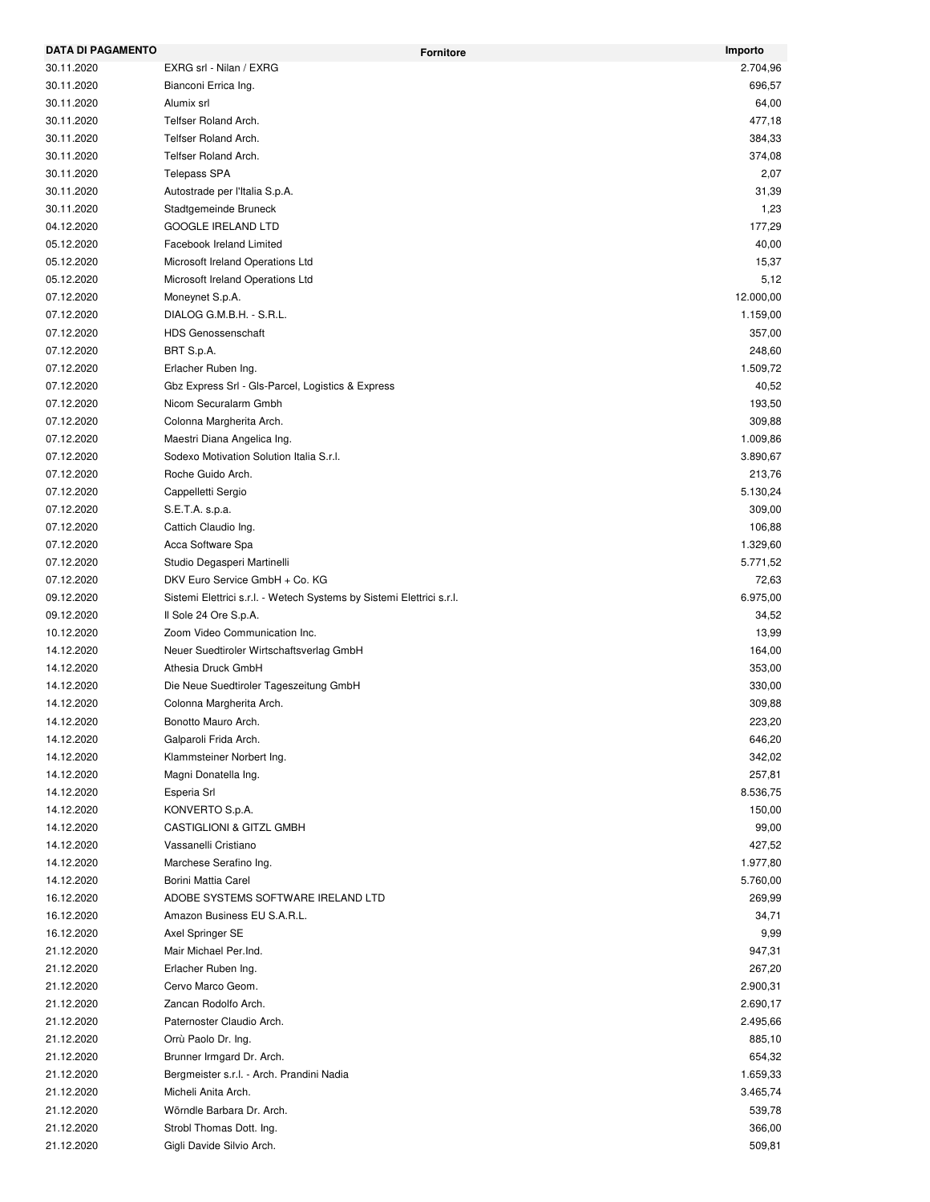| DATA DI PAGAMENTO | Fornitore | Importo |
| --- | --- | --- |
| 30.11.2020 | EXRG srl - Nilan / EXRG | 2.704,96 |
| 30.11.2020 | Bianconi Errica Ing. | 696,57 |
| 30.11.2020 | Alumix srl | 64,00 |
| 30.11.2020 | Telfser Roland Arch. | 477,18 |
| 30.11.2020 | Telfser Roland Arch. | 384,33 |
| 30.11.2020 | Telfser Roland Arch. | 374,08 |
| 30.11.2020 | Telepass SPA | 2,07 |
| 30.11.2020 | Autostrade per l'Italia S.p.A. | 31,39 |
| 30.11.2020 | Stadtgemeinde Bruneck | 1,23 |
| 04.12.2020 | GOOGLE IRELAND LTD | 177,29 |
| 05.12.2020 | Facebook Ireland Limited | 40,00 |
| 05.12.2020 | Microsoft Ireland Operations Ltd | 15,37 |
| 05.12.2020 | Microsoft Ireland Operations Ltd | 5,12 |
| 07.12.2020 | Moneynet S.p.A. | 12.000,00 |
| 07.12.2020 | DIALOG G.M.B.H. - S.R.L. | 1.159,00 |
| 07.12.2020 | HDS Genossenschaft | 357,00 |
| 07.12.2020 | BRT S.p.A. | 248,60 |
| 07.12.2020 | Erlacher Ruben Ing. | 1.509,72 |
| 07.12.2020 | Gbz Express Srl - Gls-Parcel, Logistics & Express | 40,52 |
| 07.12.2020 | Nicom Securalarm Gmbh | 193,50 |
| 07.12.2020 | Colonna Margherita Arch. | 309,88 |
| 07.12.2020 | Maestri Diana Angelica Ing. | 1.009,86 |
| 07.12.2020 | Sodexo Motivation Solution Italia S.r.l. | 3.890,67 |
| 07.12.2020 | Roche Guido Arch. | 213,76 |
| 07.12.2020 | Cappelletti Sergio | 5.130,24 |
| 07.12.2020 | S.E.T.A. s.p.a. | 309,00 |
| 07.12.2020 | Cattich Claudio Ing. | 106,88 |
| 07.12.2020 | Acca Software Spa | 1.329,60 |
| 07.12.2020 | Studio Degasperi Martinelli | 5.771,52 |
| 07.12.2020 | DKV Euro Service GmbH + Co. KG | 72,63 |
| 09.12.2020 | Sistemi Elettrici s.r.l. - Wetech Systems by Sistemi Elettrici s.r.l. | 6.975,00 |
| 09.12.2020 | Il Sole 24 Ore S.p.A. | 34,52 |
| 10.12.2020 | Zoom Video Communication Inc. | 13,99 |
| 14.12.2020 | Neuer Suedtiroler Wirtschaftsverlag GmbH | 164,00 |
| 14.12.2020 | Athesia Druck GmbH | 353,00 |
| 14.12.2020 | Die Neue Suedtiroler Tageszeitung GmbH | 330,00 |
| 14.12.2020 | Colonna Margherita Arch. | 309,88 |
| 14.12.2020 | Bonotto Mauro Arch. | 223,20 |
| 14.12.2020 | Galparoli Frida Arch. | 646,20 |
| 14.12.2020 | Klammsteiner Norbert Ing. | 342,02 |
| 14.12.2020 | Magni Donatella Ing. | 257,81 |
| 14.12.2020 | Esperia Srl | 8.536,75 |
| 14.12.2020 | KONVERTO S.p.A. | 150,00 |
| 14.12.2020 | CASTIGLIONI & GITZL GMBH | 99,00 |
| 14.12.2020 | Vassanelli Cristiano | 427,52 |
| 14.12.2020 | Marchese Serafino Ing. | 1.977,80 |
| 14.12.2020 | Borini Mattia Carel | 5.760,00 |
| 16.12.2020 | ADOBE SYSTEMS SOFTWARE IRELAND LTD | 269,99 |
| 16.12.2020 | Amazon Business EU S.A.R.L. | 34,71 |
| 16.12.2020 | Axel Springer SE | 9,99 |
| 21.12.2020 | Mair Michael Per.Ind. | 947,31 |
| 21.12.2020 | Erlacher Ruben Ing. | 267,20 |
| 21.12.2020 | Cervo Marco Geom. | 2.900,31 |
| 21.12.2020 | Zancan Rodolfo Arch. | 2.690,17 |
| 21.12.2020 | Paternoster Claudio Arch. | 2.495,66 |
| 21.12.2020 | Orrù Paolo Dr. Ing. | 885,10 |
| 21.12.2020 | Brunner Irmgard Dr. Arch. | 654,32 |
| 21.12.2020 | Bergmeister s.r.l. - Arch. Prandini Nadia | 1.659,33 |
| 21.12.2020 | Micheli Anita Arch. | 3.465,74 |
| 21.12.2020 | Wörndle Barbara Dr. Arch. | 539,78 |
| 21.12.2020 | Strobl Thomas Dott. Ing. | 366,00 |
| 21.12.2020 | Gigli Davide Silvio Arch. | 509,81 |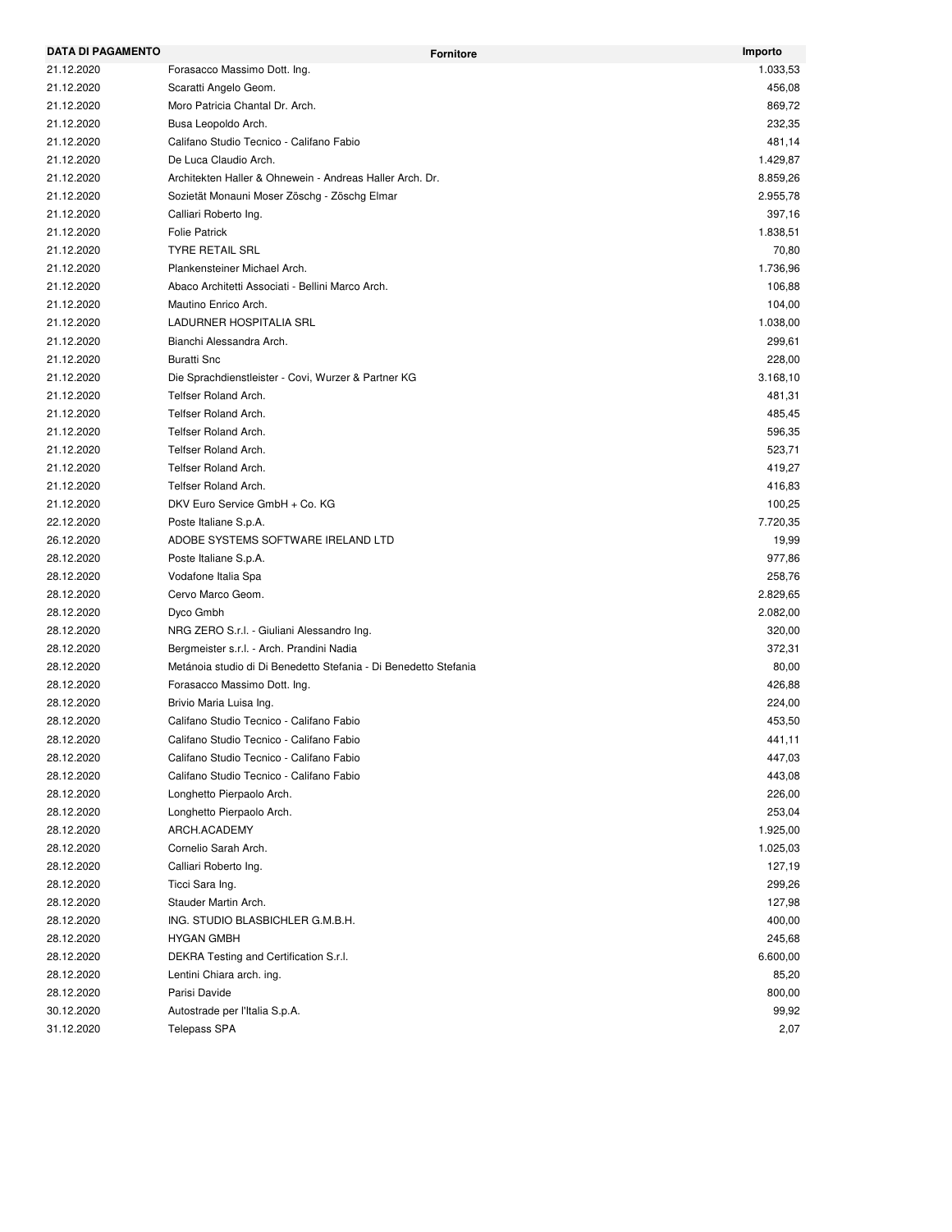| DATA DI PAGAMENTO | Fornitore | Importo |
|---|---|---|
| 21.12.2020 | Forasacco Massimo Dott. Ing. | 1.033,53 |
| 21.12.2020 | Scaratti Angelo Geom. | 456,08 |
| 21.12.2020 | Moro Patricia Chantal Dr. Arch. | 869,72 |
| 21.12.2020 | Busa Leopoldo Arch. | 232,35 |
| 21.12.2020 | Califano Studio Tecnico - Califano Fabio | 481,14 |
| 21.12.2020 | De Luca Claudio Arch. | 1.429,87 |
| 21.12.2020 | Architekten Haller & Ohnewein - Andreas Haller Arch. Dr. | 8.859,26 |
| 21.12.2020 | Sozietät Monauni Moser Zöschg - Zöschg Elmar | 2.955,78 |
| 21.12.2020 | Calliari Roberto Ing. | 397,16 |
| 21.12.2020 | Folie Patrick | 1.838,51 |
| 21.12.2020 | TYRE RETAIL SRL | 70,80 |
| 21.12.2020 | Plankensteiner Michael Arch. | 1.736,96 |
| 21.12.2020 | Abaco Architetti Associati - Bellini Marco Arch. | 106,88 |
| 21.12.2020 | Mautino Enrico Arch. | 104,00 |
| 21.12.2020 | LADURNER HOSPITALIA SRL | 1.038,00 |
| 21.12.2020 | Bianchi Alessandra Arch. | 299,61 |
| 21.12.2020 | Buratti Snc | 228,00 |
| 21.12.2020 | Die Sprachdienstleister - Covi, Wurzer & Partner KG | 3.168,10 |
| 21.12.2020 | Telfser Roland Arch. | 481,31 |
| 21.12.2020 | Telfser Roland Arch. | 485,45 |
| 21.12.2020 | Telfser Roland Arch. | 596,35 |
| 21.12.2020 | Telfser Roland Arch. | 523,71 |
| 21.12.2020 | Telfser Roland Arch. | 419,27 |
| 21.12.2020 | Telfser Roland Arch. | 416,83 |
| 21.12.2020 | DKV Euro Service GmbH + Co. KG | 100,25 |
| 22.12.2020 | Poste Italiane S.p.A. | 7.720,35 |
| 26.12.2020 | ADOBE SYSTEMS SOFTWARE IRELAND LTD | 19,99 |
| 28.12.2020 | Poste Italiane S.p.A. | 977,86 |
| 28.12.2020 | Vodafone Italia Spa | 258,76 |
| 28.12.2020 | Cervo Marco Geom. | 2.829,65 |
| 28.12.2020 | Dyco Gmbh | 2.082,00 |
| 28.12.2020 | NRG ZERO S.r.l. - Giuliani Alessandro Ing. | 320,00 |
| 28.12.2020 | Bergmeister s.r.l. - Arch. Prandini Nadia | 372,31 |
| 28.12.2020 | Metánoia studio di Di Benedetto Stefania - Di Benedetto Stefania | 80,00 |
| 28.12.2020 | Forasacco Massimo Dott. Ing. | 426,88 |
| 28.12.2020 | Brivio Maria Luisa Ing. | 224,00 |
| 28.12.2020 | Califano Studio Tecnico - Califano Fabio | 453,50 |
| 28.12.2020 | Califano Studio Tecnico - Califano Fabio | 441,11 |
| 28.12.2020 | Califano Studio Tecnico - Califano Fabio | 447,03 |
| 28.12.2020 | Califano Studio Tecnico - Califano Fabio | 443,08 |
| 28.12.2020 | Longhetto Pierpaolo Arch. | 226,00 |
| 28.12.2020 | Longhetto Pierpaolo Arch. | 253,04 |
| 28.12.2020 | ARCH.ACADEMY | 1.925,00 |
| 28.12.2020 | Cornelio Sarah Arch. | 1.025,03 |
| 28.12.2020 | Calliari Roberto Ing. | 127,19 |
| 28.12.2020 | Ticci Sara Ing. | 299,26 |
| 28.12.2020 | Stauder Martin Arch. | 127,98 |
| 28.12.2020 | ING. STUDIO BLASBICHLER G.M.B.H. | 400,00 |
| 28.12.2020 | HYGAN GMBH | 245,68 |
| 28.12.2020 | DEKRA Testing and Certification S.r.l. | 6.600,00 |
| 28.12.2020 | Lentini Chiara arch. ing. | 85,20 |
| 28.12.2020 | Parisi Davide | 800,00 |
| 30.12.2020 | Autostrade per l'Italia S.p.A. | 99,92 |
| 31.12.2020 | Telepass SPA | 2,07 |